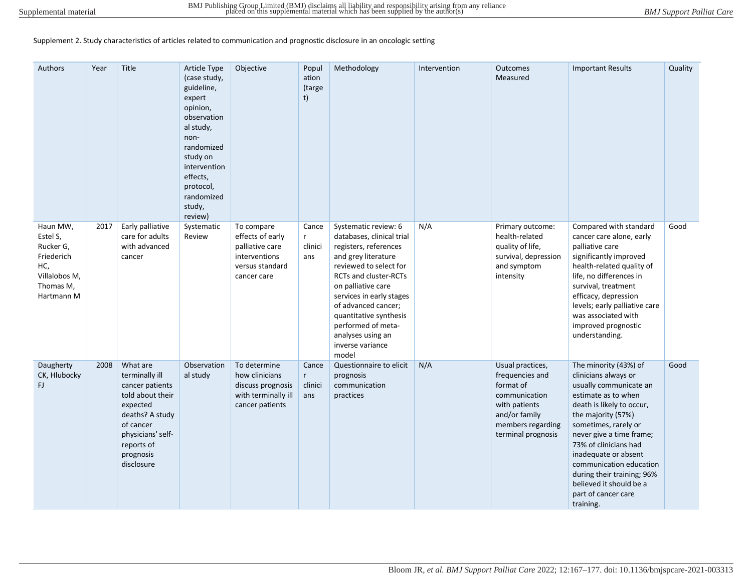Supplement 2. Study characteristics of articles related to communication and prognostic disclosure in an oncologic setting

| Authors | Year | Title | Article Type (case study, guideline, expert opinion, observational study, non-randomized study on intervention effects, protocol, randomized study, review) | Objective | Population (target) | Methodology | Intervention | Outcomes Measured | Important Results | Quality |
|---|---|---|---|---|---|---|---|---|---|---|
| Haun MW, Estel S, Rucker G, Friederich HC, Villalobos M, Thomas M, Hartmann M | 2017 | Early palliative care for adults with advanced cancer | Systematic Review | To compare effects of early palliative care interventions versus standard cancer care | Cancer clinicians | Systematic review: 6 databases, clinical trial registers, references and grey literature reviewed to select for RCTs and cluster-RCTs on palliative care services in early stages of advanced cancer; quantitative synthesis performed of meta-analyses using an inverse variance model | N/A | Primary outcome: health-related quality of life, survival, depression and symptom intensity | Compared with standard cancer care alone, early palliative care significantly improved health-related quality of life, no differences in survival, treatment efficacy, depression levels; early palliative care was associated with improved prognostic understanding. | Good |
| Daugherty CK, Hlubocky FJ | 2008 | What are terminally ill cancer patients told about their expected deaths? A study of cancer physicians' self-reports of prognosis disclosure | Observational study | To determine how clinicians discuss prognosis with terminally ill cancer patients | Cancer clinicians | Questionnaire to elicit prognosis communication practices | N/A | Usual practices, frequencies and format of communication with patients and/or family members regarding terminal prognosis | The minority (43%) of clinicians always or usually communicate an estimate as to when death is likely to occur, the majority (57%) sometimes, rarely or never give a time frame; 73% of clinicians had inadequate or absent communication education during their training; 96% believed it should be a part of cancer care training. | Good |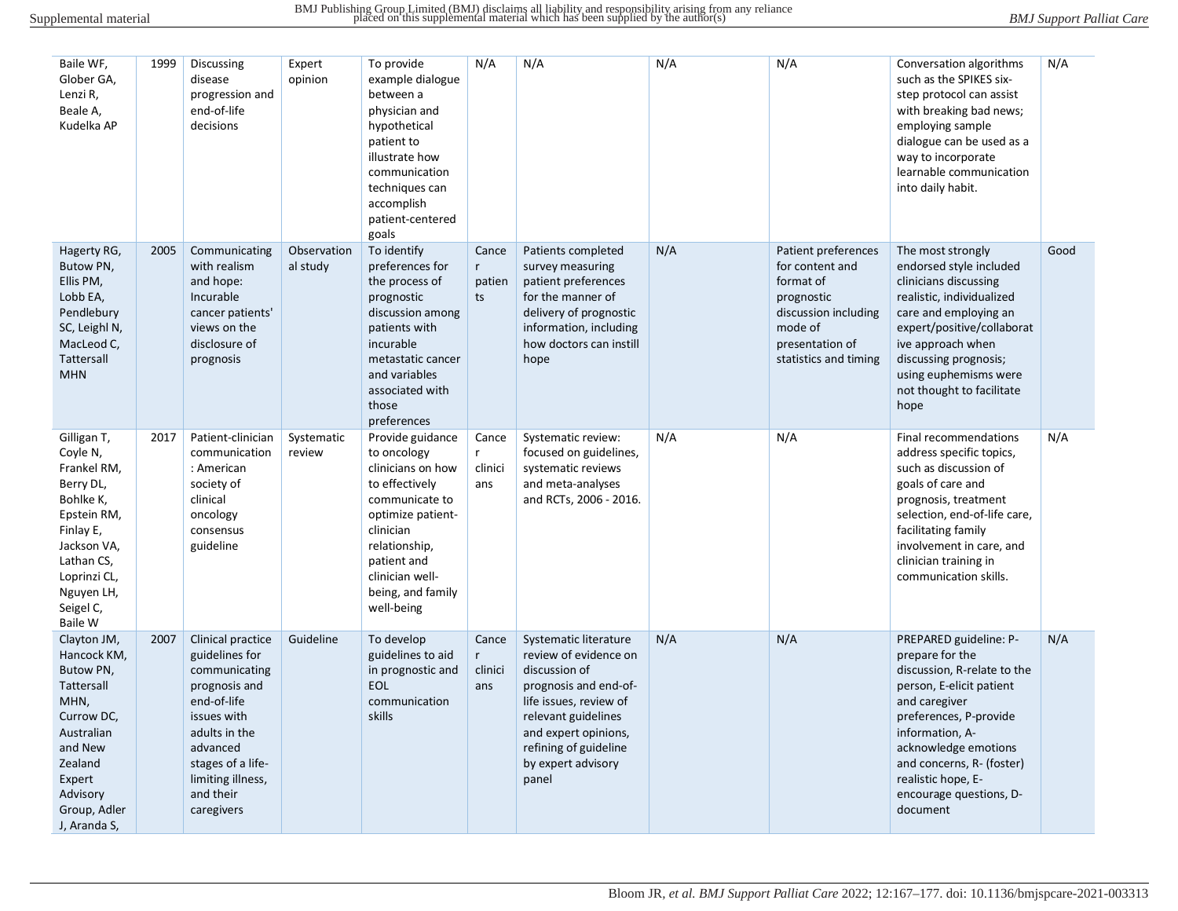| | | | | | | | | | | |
|---|---|---|---|---|---|---|---|---|---|---|
| Baile WF, Glober GA, Lenzi R, Beale A, Kudelka AP | 1999 | Discussing disease progression and end-of-life decisions | Expert opinion | To provide example dialogue between a physician and hypothetical patient to illustrate how communication techniques can accomplish patient-centered goals | N/A | N/A | N/A | N/A | Conversation algorithms such as the SPIKES six-step protocol can assist with breaking bad news; employing sample dialogue can be used as a way to incorporate learnable communication into daily habit. | N/A |
| Hagerty RG, Butow PN, Ellis PM, Lobb EA, Pendlebury SC, Leighl N, MacLeod C, Tattersall MHN | 2005 | Communicating with realism and hope: Incurable cancer patients' views on the disclosure of prognosis | Observational study | To identify preferences for the process of prognostic discussion among patients with incurable metastatic cancer and variables associated with those preferences | Cancer patients | Patients completed survey measuring patient preferences for the manner of delivery of prognostic information, including how doctors can instill hope | N/A | Patient preferences for content and format of prognostic discussion including mode of presentation of statistics and timing | The most strongly endorsed style included clinicians discussing realistic, individualized care and employing an expert/positive/collaborative approach when discussing prognosis; using euphemisms were not thought to facilitate hope | Good |
| Gilligan T, Coyle N, Frankel RM, Berry DL, Bohlke K, Epstein RM, Finlay E, Jackson VA, Lathan CS, Loprinzi CL, Nguyen LH, Seigel C, Baile W | 2017 | Patient-clinician communication: American society of clinical oncology consensus guideline | Systematic review | Provide guidance to oncology clinicians on how to effectively communicate to optimize patient-clinician relationship, patient and clinician well-being, and family well-being | Cancer clinicians | Systematic review: focused on guidelines, systematic reviews and meta-analyses and RCTs, 2006 - 2016. | N/A | N/A | Final recommendations address specific topics, such as discussion of goals of care and prognosis, treatment selection, end-of-life care, facilitating family involvement in care, and clinician training in communication skills. | N/A |
| Clayton JM, Hancock KM, Butow PN, Tattersall MHN, Currow DC, Australian and New Zealand Expert Advisory Group, Adler J, Aranda S, | 2007 | Clinical practice guidelines for communicating prognosis and end-of-life issues with adults in the advanced stages of a life-limiting illness, and their caregivers | Guideline | To develop guidelines to aid in prognostic and EOL communication skills | Cancer clinicians | Systematic literature review of evidence on discussion of prognosis and end-of-life issues, review of relevant guidelines and expert opinions, refining of guideline by expert advisory panel | N/A | N/A | PREPARED guideline: P-prepare for the discussion, R-relate to the person, E-elicit patient and caregiver preferences, P-provide information, A-acknowledge emotions and concerns, R- (foster) realistic hope, E-encourage questions, D-document | N/A |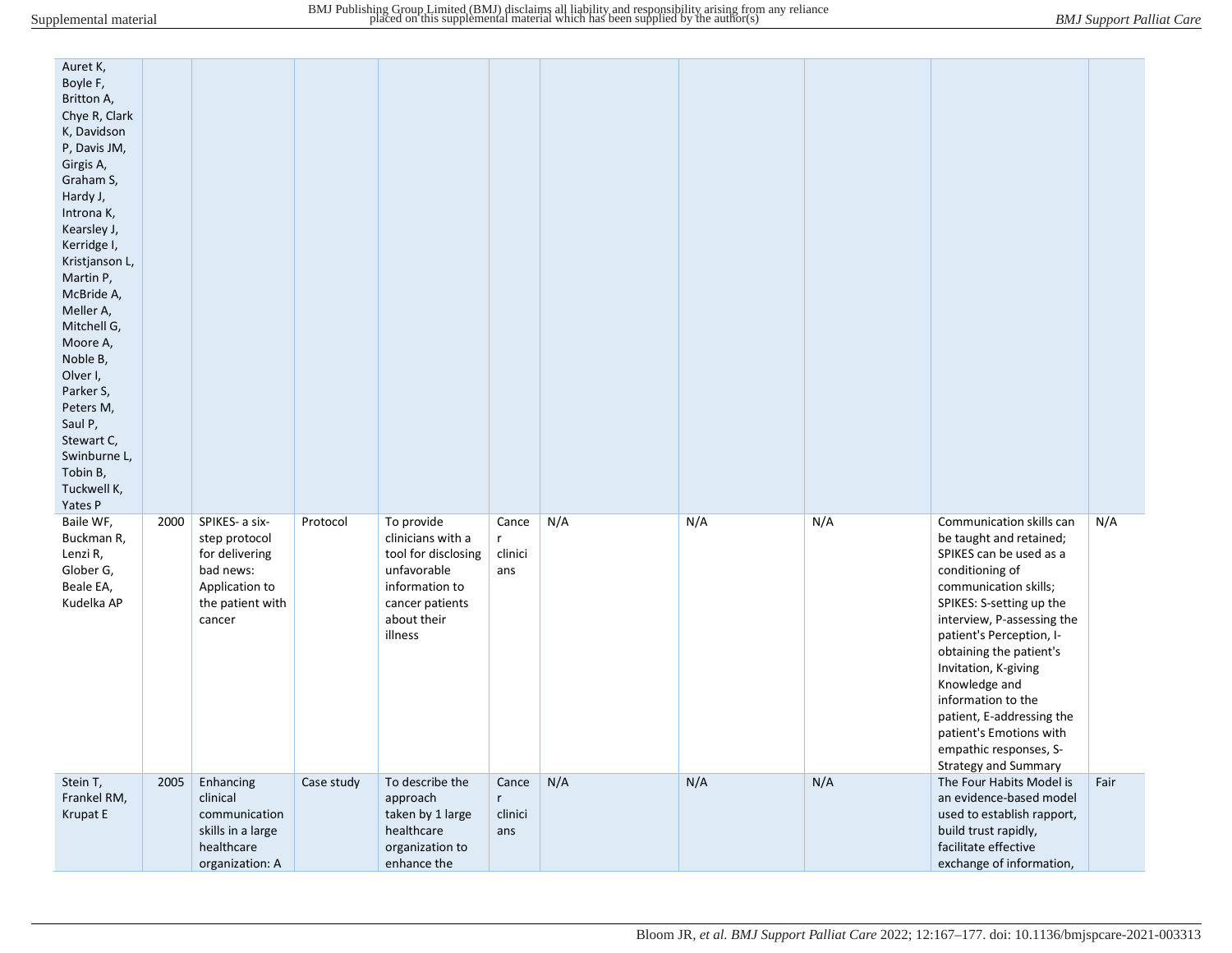| | | | | | | | | | | |
|---|---|---|---|---|---|---|---|---|---|---|
| Auret K, Boyle F, Britton A, Chye R, Clark K, Davidson P, Davis JM, Girgis A, Graham S, Hardy J, Introna K, Kearsley J, Kerridge I, Kristjanson L, Martin P, McBride A, Meller A, Mitchell G, Moore A, Noble B, Olver I, Parker S, Peters M, Saul P, Stewart C, Swinburne L, Tobin B, Tuckwell K, Yates P | | | | | | | | | | |
| Baile WF, Buckman R, Lenzi R, Glober G, Beale EA, Kudelka AP | 2000 | SPIKES- a six-step protocol for delivering bad news: Application to the patient with cancer | Protocol | To provide clinicians with a tool for disclosing unfavorable information to cancer patients about their illness | Cancer clinicians | N/A | N/A | N/A | Communication skills can be taught and retained; SPIKES can be used as a conditioning of communication skills; SPIKES: S-setting up the interview, P-assessing the patient's Perception, I-obtaining the patient's Invitation, K-giving Knowledge and information to the patient, E-addressing the patient's Emotions with empathic responses, S-Strategy and Summary | N/A |
| Stein T, Frankel RM, Krupat E | 2005 | Enhancing clinical communication skills in a large healthcare organization: A | Case study | To describe the approach taken by 1 large healthcare organization to enhance the | Cancer clinicians | N/A | N/A | N/A | The Four Habits Model is an evidence-based model used to establish rapport, build trust rapidly, facilitate effective exchange of information, | Fair |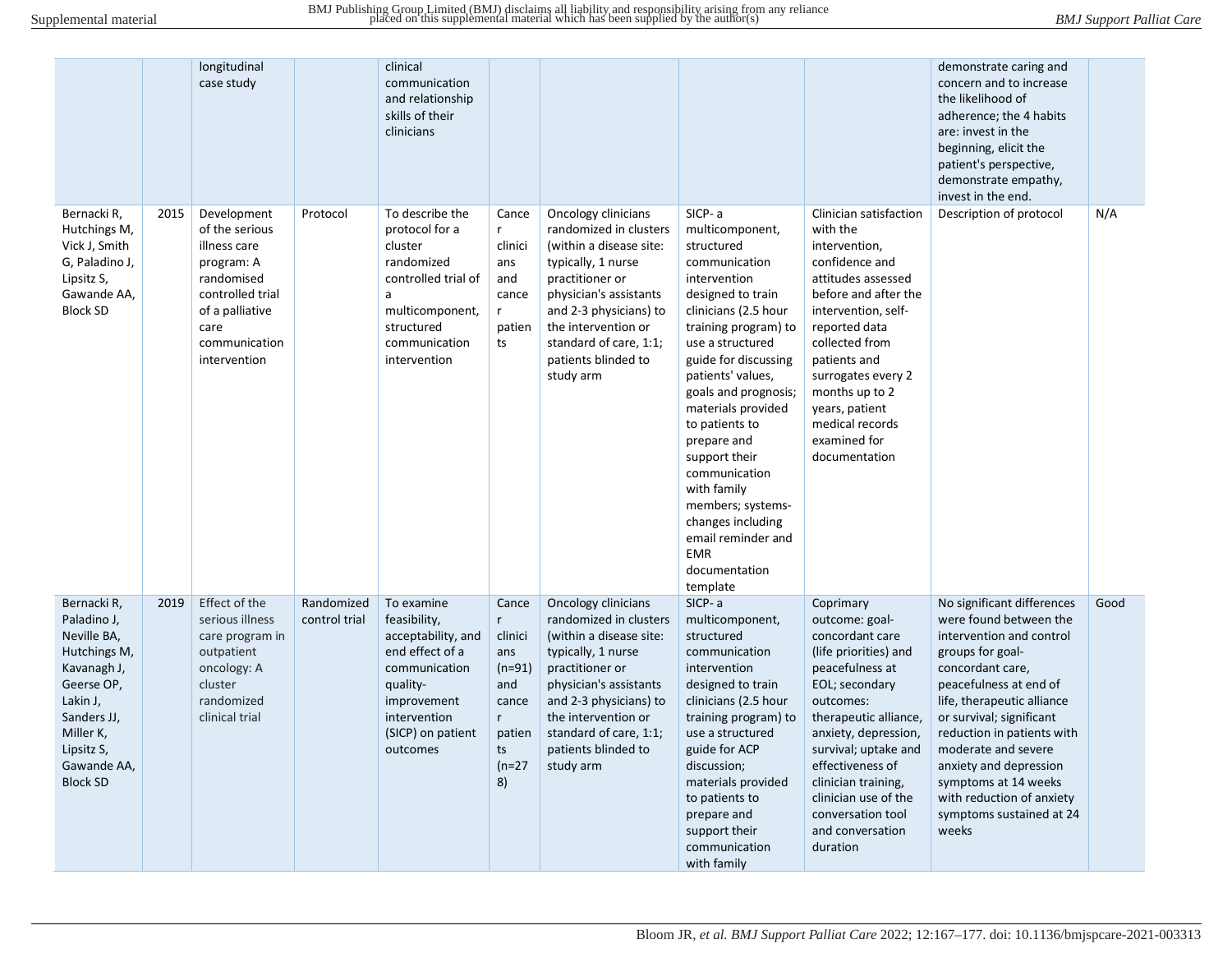| | | | | | | | | | | |
|---|---|---|---|---|---|---|---|---|---|---|
| | | longitudinal case study | | clinical communication and relationship skills of their clinicians | | | | | demonstrate caring and concern and to increase the likelihood of adherence; the 4 habits are: invest in the beginning, elicit the patient's perspective, demonstrate empathy, invest in the end. | |
| Bernacki R, Hutchings M, Vick J, Smith G, Paladino J, Lipsitz S, Gawande AA, Block SD | 2015 | Development of the serious illness care program: A randomised controlled trial of a palliative care communication intervention | Protocol | To describe the protocol for a cluster randomized controlled trial of a multicomponent, structured communication intervention | Cancer clinicians and cancer patients | Oncology clinicians randomized in clusters (within a disease site: typically, 1 nurse practitioner or physician's assistants and 2-3 physicians) to the intervention or standard of care, 1:1; patients blinded to study arm | SICP- a multicomponent, structured communication intervention designed to train clinicians (2.5 hour training program) to use a structured guide for discussing patients' values, goals and prognosis; materials provided to patients to prepare and support their communication with family members; systems-changes including email reminder and EMR documentation template | Clinician satisfaction with the intervention, confidence and attitudes assessed before and after the intervention, self-reported data collected from patients and surrogates every 2 months up to 2 years, patient medical records examined for documentation | Description of protocol | N/A |
| Bernacki R, Paladino J, Neville BA, Hutchings M, Kavanagh J, Geerse OP, Lakin J, Sanders JJ, Miller K, Lipsitz S, Gawande AA, Block SD | 2019 | Effect of the serious illness care program in outpatient oncology: A cluster randomized clinical trial | Randomized control trial | To examine feasibility, acceptability, and end effect of a communication quality-improvement intervention (SICP) on patient outcomes | Cancer clinicians (n=91) and cancer patients (n=278) | Oncology clinicians randomized in clusters (within a disease site: typically, 1 nurse practitioner or physician's assistants and 2-3 physicians) to the intervention or standard of care, 1:1; patients blinded to study arm | SICP- a multicomponent, structured communication intervention designed to train clinicians (2.5 hour training program) to use a structured guide for ACP discussion; materials provided to patients to prepare and support their communication with family | Coprimary outcome: goal-concordant care (life priorities) and peacefulness at EOL; secondary outcomes: therapeutic alliance, anxiety, depression, survival; uptake and effectiveness of clinician training, clinician use of the conversation tool and conversation duration | No significant differences were found between the intervention and control groups for goal-concordant care, peacefulness at end of life, therapeutic alliance or survival; significant reduction in patients with moderate and severe anxiety and depression symptoms at 14 weeks with reduction of anxiety symptoms sustained at 24 weeks | Good |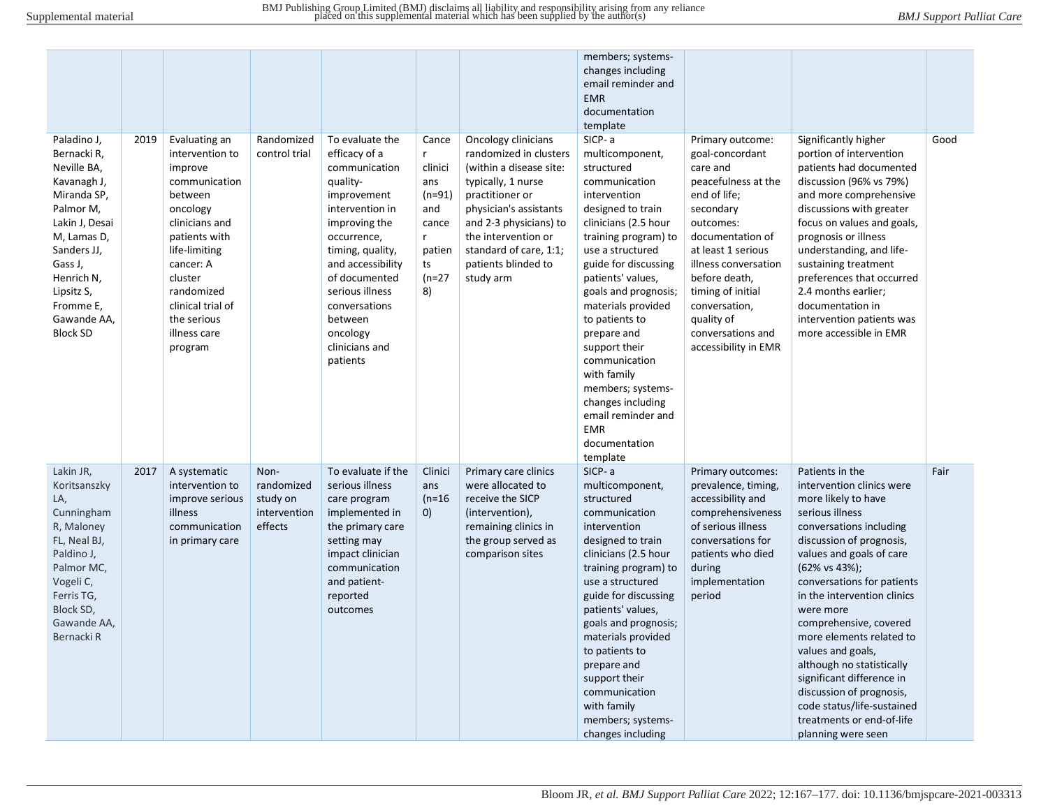| | | | | | | | members; systems-changes including email reminder and EMR documentation template | | | |
|---|---|---|---|---|---|---|---|---|---|---|
| Paladino J, Bernacki R, Neville BA, Kavanagh J, Miranda SP, Palmor M, Lakin J, Desai M, Lamas D, Sanders JJ, Gass J, Henrich N, Lipsitz S, Fromme E, Gawande AA, Block SD | 2019 | Evaluating an intervention to improve communication between oncology clinicians and patients with life-limiting cancer: A cluster randomized clinical trial of the serious illness care program | Randomized control trial | To evaluate the efficacy of a communication quality-improvement intervention in improving the occurrence, timing, quality, and accessibility of documented serious illness conversations between oncology clinicians and patients | Cancer clinicians (n=91) and cancer patients (n=278) | Oncology clinicians randomized in clusters (within a disease site: typically, 1 nurse practitioner or physician's assistants and 2-3 physicians) to the intervention or standard of care, 1:1; patients blinded to study arm | SICP- a multicomponent, structured communication intervention designed to train clinicians (2.5 hour training program) to use a structured guide for discussing patients' values, goals and prognosis; materials provided to patients to prepare and support their communication with family members; systems-changes including email reminder and EMR documentation template | Primary outcome: goal-concordant care and peacefulness at the end of life; secondary outcomes: documentation of at least 1 serious illness conversation before death, timing of initial conversation, quality of conversations and accessibility in EMR | Significantly higher portion of intervention patients had documented discussion (96% vs 79%) and more comprehensive discussions with greater focus on values and goals, prognosis or illness understanding, and life-sustaining treatment preferences that occurred 2.4 months earlier; documentation in intervention patients was more accessible in EMR | Good |
| Lakin JR, Koritsanszky LA, Cunningham R, Maloney FL, Neal BJ, Paldino J, Palmor MC, Vogeli C, Ferris TG, Block SD, Gawande AA, Bernacki R | 2017 | A systematic intervention to improve serious illness communication in primary care | Non-randomized study on intervention effects | To evaluate if the serious illness care program implemented in the primary care setting may impact clinician communication and patient-reported outcomes | Clinicians (n=160) | Primary care clinics were allocated to receive the SICP (intervention), remaining clinics in the group served as comparison sites | SICP- a multicomponent, structured communication intervention designed to train clinicians (2.5 hour training program) to use a structured guide for discussing patients' values, goals and prognosis; materials provided to patients to prepare and support their communication with family members; systems-changes including | Primary outcomes: prevalence, timing, accessibility and comprehensiveness of serious illness conversations for patients who died during implementation period | Patients in the intervention clinics were more likely to have serious illness conversations including discussion of prognosis, values and goals of care (62% vs 43%); conversations for patients in the intervention clinics were more comprehensive, covered more elements related to values and goals, although no statistically significant difference in discussion of prognosis, code status/life-sustained treatments or end-of-life planning were seen | Fair |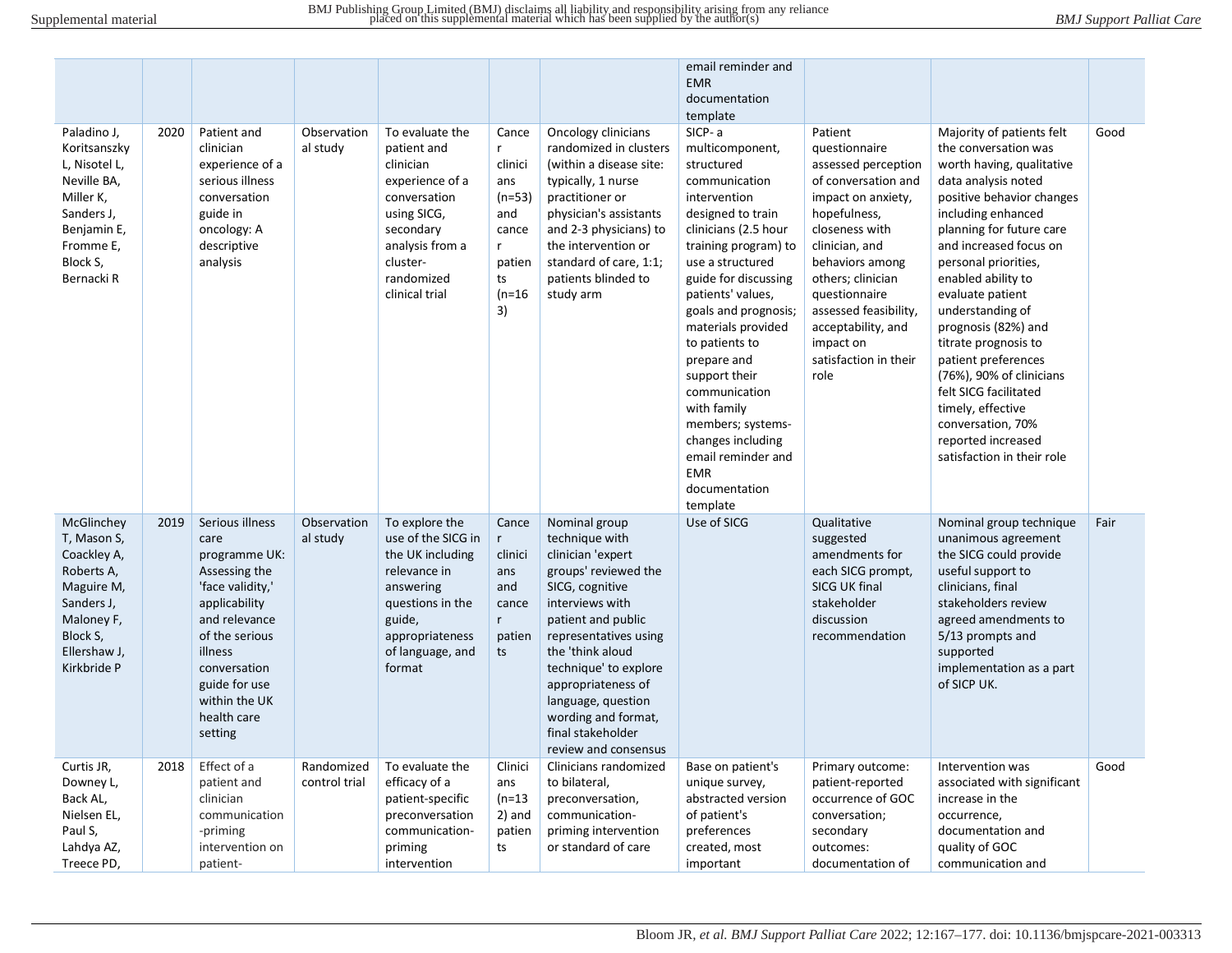| | | | | | | | | | | |
|---|---|---|---|---|---|---|---|---|---|---|
| | | | | | | | email reminder and EMR documentation template | | | |
| Paladino J, Koritsanszky L, Nisotel L, Neville BA, Miller K, Sanders J, Benjamin E, Fromme E, Block S, Bernacki R | 2020 | Patient and clinician experience of a serious illness conversation guide in oncology: A descriptive analysis | Observational study | To evaluate the patient and clinician experience of a conversation using SICG, secondary analysis from a cluster-randomized clinical trial | Cancer clinicians (n=53) and cancer patients (n=163) | Oncology clinicians randomized in clusters (within a disease site: typically, 1 nurse practitioner or physician's assistants and 2-3 physicians) to the intervention or standard of care, 1:1; patients blinded to study arm | SICP- a multicomponent, structured communication intervention designed to train clinicians (2.5 hour training program) to use a structured guide for discussing patients' values, goals and prognosis; materials provided to patients to prepare and support their communication with family members; systems-changes including email reminder and EMR documentation template | Patient questionnaire assessed perception of conversation and impact on anxiety, hopefulness, closeness with clinician, and behaviors among others; clinician questionnaire assessed feasibility, acceptability, and impact on satisfaction in their role | Majority of patients felt the conversation was worth having, qualitative data analysis noted positive behavior changes including enhanced planning for future care and increased focus on personal priorities, enabled ability to evaluate patient understanding of prognosis (82%) and titrate prognosis to patient preferences (76%), 90% of clinicians felt SICG facilitated timely, effective conversation, 70% reported increased satisfaction in their role | Good |
| McGlinchey T, Mason S, Coackley A, Roberts A, Maguire M, Sanders J, Maloney F, Block S, Ellershaw J, Kirkbride P | 2019 | Serious illness care programme UK: Assessing the 'face validity,' applicability and relevance of the serious illness conversation guide for use within the UK health care setting | Observational study | To explore the use of the SICG in the UK including relevance in answering questions in the guide, appropriateness of language, and format | Cancer clinicians and cancer patients | Nominal group technique with clinician 'expert groups' reviewed the SICG, cognitive interviews with patient and public representatives using the 'think aloud technique' to explore appropriateness of language, question wording and format, final stakeholder review and consensus | Use of SICG | Qualitative suggested amendments for each SICG prompt, SICG UK final stakeholder discussion recommendation | Nominal group technique unanimous agreement the SICG could provide useful support to clinicians, final stakeholders review agreed amendments to 5/13 prompts and supported implementation as a part of SICP UK. | Fair |
| Curtis JR, Downey L, Back AL, Nielsen EL, Paul S, Lahdya AZ, Treece PD, | 2018 | Effect of a patient and clinician communication-priming intervention on patient- | Randomized control trial | To evaluate the efficacy of a patient-specific preconversation communication-priming intervention | Clinicians (n=132) and patients | Clinicians randomized to bilateral, preconversation, communication-priming intervention or standard of care | Base on patient's unique survey, abstracted version of patient's preferences created, most important | Primary outcome: patient-reported occurrence of GOC conversation; secondary outcomes: documentation of | Intervention was associated with significant increase in the occurrence, documentation and quality of GOC communication and | Good |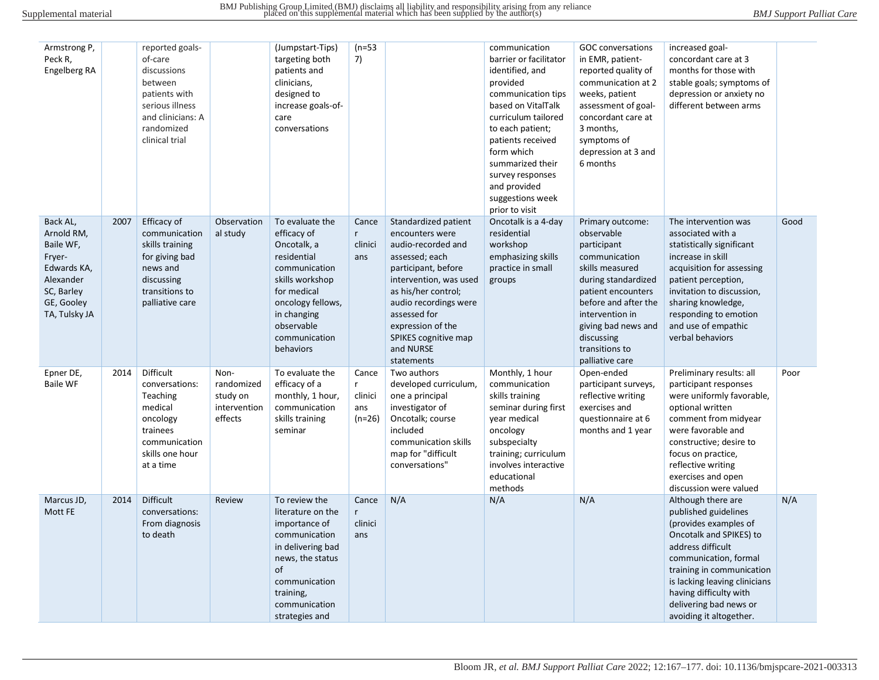| | | | | | | | | | | |
|---|---|---|---|---|---|---|---|---|---|---|
| Armstrong P, Peck R, Engelberg RA | | reported goals-of-care discussions between patients with serious illness and clinicians: A randomized clinical trial | | (Jumpstart-Tips) targeting both patients and clinicians, designed to increase goals-of-care conversations | (n=537) | | communication barrier or facilitator identified, and provided communication tips based on VitalTalk curriculum tailored to each patient; patients received form which summarized their survey responses and provided suggestions week prior to visit | GOC conversations in EMR, patient-reported quality of communication at 2 weeks, patient assessment of goal-concordant care at 3 months, symptoms of depression at 3 and 6 months | increased goal-concordant care at 3 months for those with stable goals; symptoms of depression or anxiety no different between arms | |
| Back AL, Arnold RM, Baile WF, Fryer-Edwards KA, Alexander SC, Barley GE, Gooley TA, Tulsky JA | 2007 | Efficacy of communication skills training for giving bad news and discussing transitions to palliative care | Observational study | To evaluate the efficacy of Oncotalk, a residential communication skills workshop for medical oncology fellows, in changing observable communication behaviors | Cancer clinicians | Standardized patient encounters were audio-recorded and assessed; each participant, before intervention, was used as his/her control; audio recordings were assessed for expression of the SPIKES cognitive map and NURSE statements | Oncotalk is a 4-day residential workshop emphasizing skills practice in small groups | Primary outcome: observable participant communication skills measured during standardized patient encounters before and after the intervention in giving bad news and discussing transitions to palliative care | The intervention was associated with a statistically significant increase in skill acquisition for assessing patient perception, invitation to discussion, sharing knowledge, responding to emotion and use of empathic verbal behaviors | Good |
| Epner DE, Baile WF | 2014 | Difficult conversations: Teaching medical oncology trainees communication skills one hour at a time | Non-randomized study on intervention effects | To evaluate the efficacy of a monthly, 1 hour, communication skills training seminar | Cancer clinicians (n=26) | Two authors developed curriculum, one a principal investigator of Oncotalk; course included communication skills map for "difficult conversations" | Monthly, 1 hour communication skills training seminar during first year medical oncology subspecialty training; curriculum involves interactive educational methods | Open-ended participant surveys, reflective writing exercises and questionnaire at 6 months and 1 year | Preliminary results: all participant responses were uniformly favorable, optional written comment from midyear were favorable and constructive; desire to focus on practice, reflective writing exercises and open discussion were valued | Poor |
| Marcus JD, Mott FE | 2014 | Difficult conversations: From diagnosis to death | Review | To review the literature on the importance of communication in delivering bad news, the status of communication training, communication strategies and | Cancer clinicians | N/A | N/A | N/A | Although there are published guidelines (provides examples of Oncotalk and SPIKES) to address difficult communication, formal training in communication is lacking leaving clinicians having difficulty with delivering bad news or avoiding it altogether. | N/A |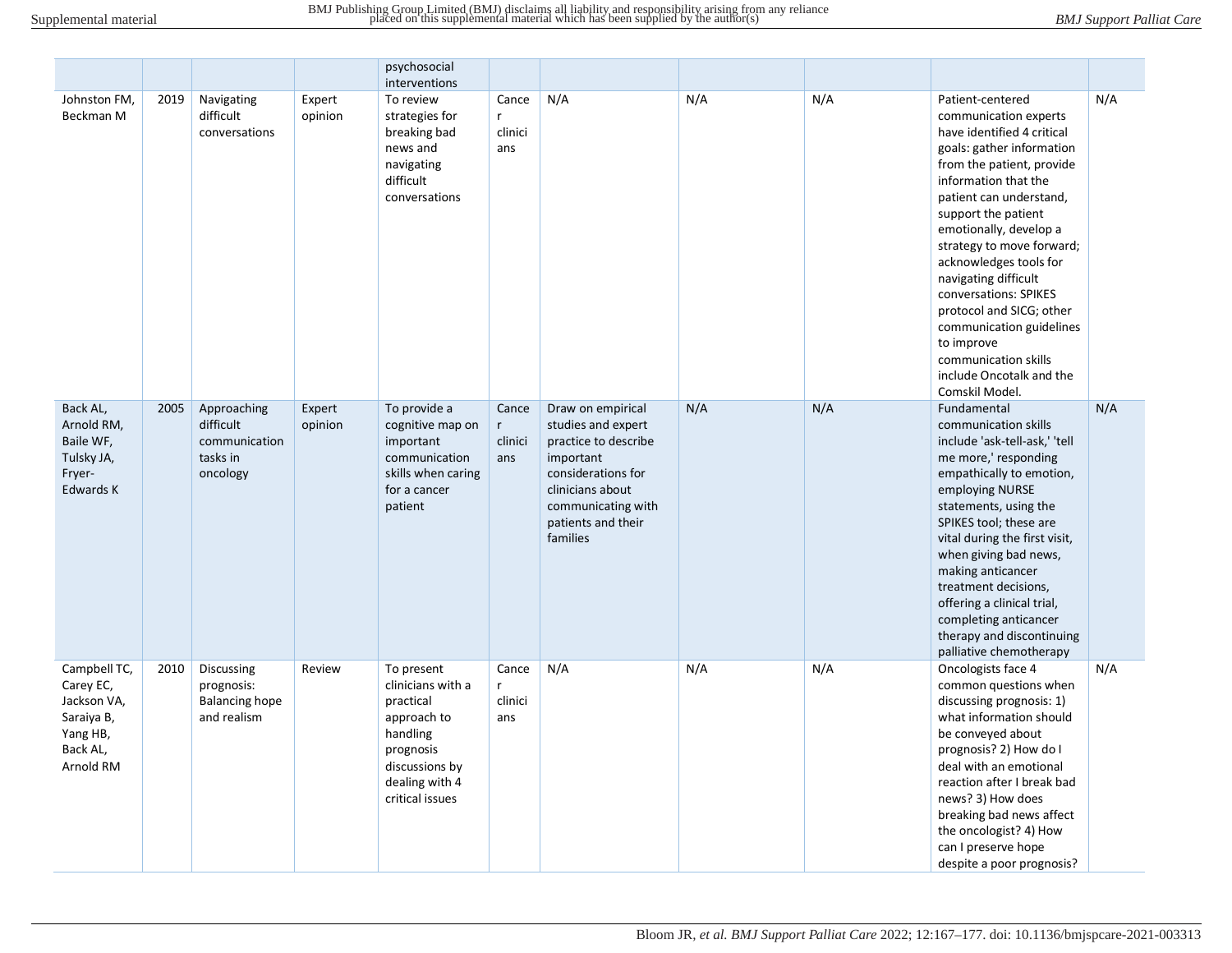| | | | | psychosocial interventions | | | | | | |
|---|---|---|---|---|---|---|---|---|---|---|
| Johnston FM, Beckman M | 2019 | Navigating difficult conversations | Expert opinion | To review strategies for breaking bad news and navigating difficult conversations | Cancer clinicians | N/A | N/A | N/A | Patient-centered communication experts have identified 4 critical goals: gather information from the patient, provide information that the patient can understand, support the patient emotionally, develop a strategy to move forward; acknowledges tools for navigating difficult conversations: SPIKES protocol and SICG; other communication guidelines to improve communication skills include Oncotalk and the Comskil Model. | N/A |
| Back AL, Arnold RM, Baile WF, Tulsky JA, Fryer-Edwards K | 2005 | Approaching difficult communication tasks in oncology | Expert opinion | To provide a cognitive map on important communication skills when caring for a cancer patient | Cancer clinicians | Draw on empirical studies and expert practice to describe important considerations for clinicians about communicating with patients and their families | N/A | N/A | Fundamental communication skills include 'ask-tell-ask,' 'tell me more,' responding empathically to emotion, employing NURSE statements, using the SPIKES tool; these are vital during the first visit, when giving bad news, making anticancer treatment decisions, offering a clinical trial, completing anticancer therapy and discontinuing palliative chemotherapy | N/A |
| Campbell TC, Carey EC, Jackson VA, Saraiya B, Yang HB, Back AL, Arnold RM | 2010 | Discussing prognosis: Balancing hope and realism | Review | To present clinicians with a practical approach to handling prognosis discussions by dealing with 4 critical issues | Cancer clinicians | N/A | N/A | N/A | Oncologists face 4 common questions when discussing prognosis: 1) what information should be conveyed about prognosis? 2) How do I deal with an emotional reaction after I break bad news? 3) How does breaking bad news affect the oncologist? 4) How can I preserve hope despite a poor prognosis? | N/A |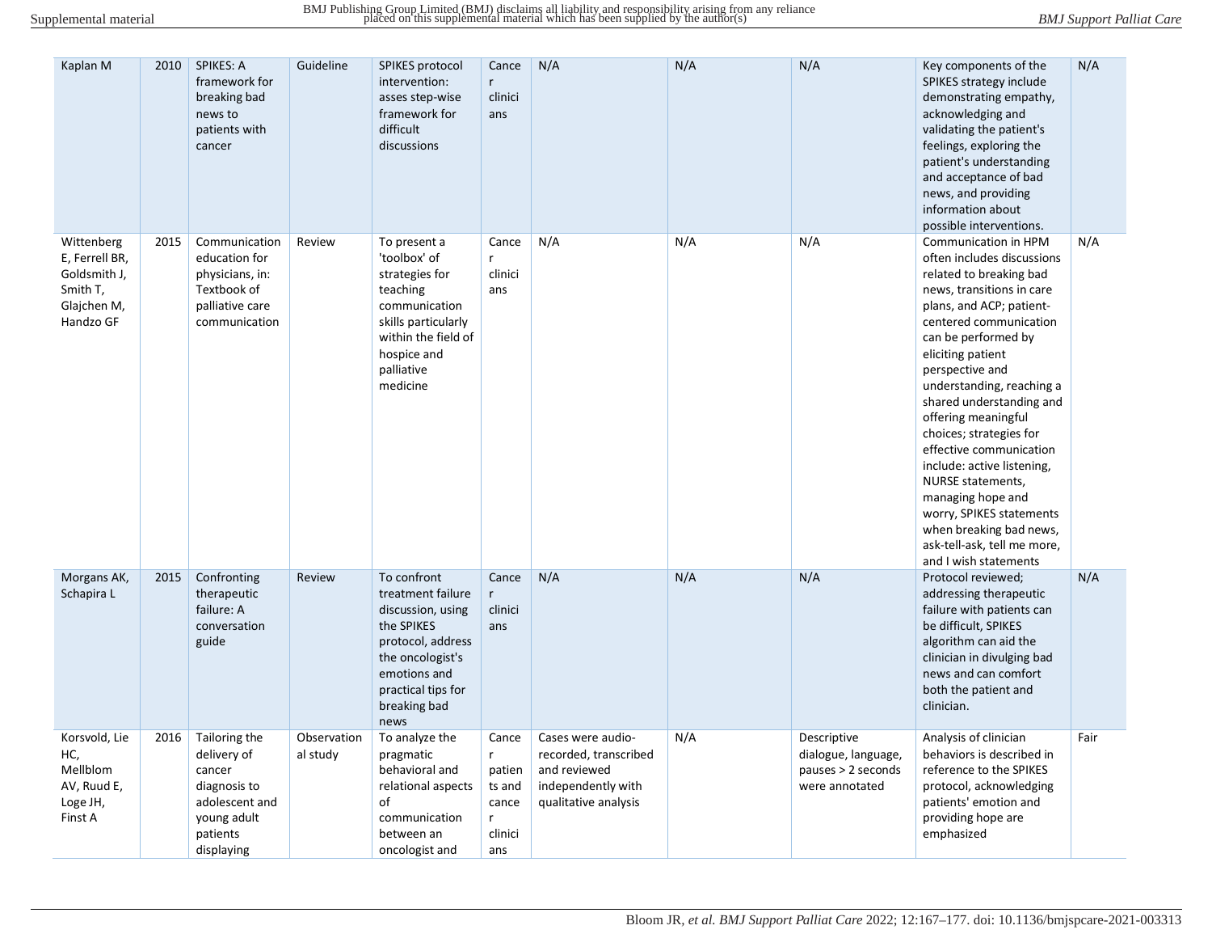| Kaplan M | 2010 | SPIKES: A framework for breaking bad news to patients with cancer | Guideline | SPIKES protocol intervention: asses step-wise framework for difficult discussions | Cancer clinicians | N/A | N/A | N/A | Key components of the SPIKES strategy include demonstrating empathy, acknowledging and validating the patient's feelings, exploring the patient's understanding and acceptance of bad news, and providing information about possible interventions. | N/A |
|---|---|---|---|---|---|---|---|---|---|---|
| Wittenberg E, Ferrell BR, Goldsmith J, Smith T, Glajchen M, Handzo GF | 2015 | Communication education for physicians, in: Textbook of palliative care communication | Review | To present a 'toolbox' of strategies for teaching communication skills particularly within the field of hospice and palliative medicine | Cancer clinicians | N/A | N/A | N/A | Communication in HPM often includes discussions related to breaking bad news, transitions in care plans, and ACP; patient-centered communication can be performed by eliciting patient perspective and understanding, reaching a shared understanding and offering meaningful choices; strategies for effective communication include: active listening, NURSE statements, managing hope and worry, SPIKES statements when breaking bad news, ask-tell-ask, tell me more, and I wish statements | N/A |
| Morgans AK, Schapira L | 2015 | Confronting therapeutic failure: A conversation guide | Review | To confront treatment failure discussion, using the SPIKES protocol, address the oncologist's emotions and practical tips for breaking bad news | Cancer clinicians | N/A | N/A | N/A | Protocol reviewed; addressing therapeutic failure with patients can be difficult, SPIKES algorithm can aid the clinician in divulging bad news and can comfort both the patient and clinician. | N/A |
| Korsvold, Lie HC, Mellblom AV, Ruud E, Loge JH, Finst A | 2016 | Tailoring the delivery of cancer diagnosis to adolescent and young adult patients displaying | Observational study | To analyze the pragmatic behavioral and relational aspects of communication between an oncologist and | Cancer patients and cancer clinicians | Cases were audio-recorded, transcribed and reviewed independently with qualitative analysis | N/A | Descriptive dialogue, language, pauses > 2 seconds were annotated | Analysis of clinician behaviors is described in reference to the SPIKES protocol, acknowledging patients' emotion and providing hope are emphasized | Fair |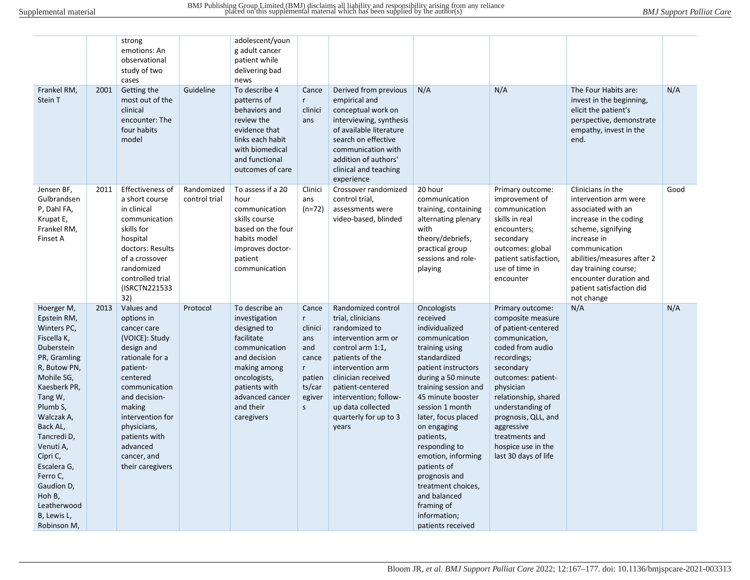| | | strong emotions: An observational study of two cases | | adolescent/young adult cancer patient while delivering bad news | | | | | | |
|---|---|---|---|---|---|---|---|---|---|---|
| Frankel RM, Stein T | 2001 | Getting the most out of the clinical encounter: The four habits model | Guideline | To describe 4 patterns of behaviors and review the evidence that links each habit with biomedical and functional outcomes of care | Cancer clinicians | Derived from previous empirical and conceptual work on interviewing, synthesis of available literature search on effective communication with addition of authors' clinical and teaching experience | N/A | N/A | The Four Habits are: invest in the beginning, elicit the patient's perspective, demonstrate empathy, invest in the end. | N/A |
| Jensen BF, Gulbrandsen P, Dahl FA, Krupat E, Frankel RM, Finset A | 2011 | Effectiveness of a short course in clinical communication skills for hospital doctors: Results of a crossover randomized controlled trial (ISRCTN22153332) | Randomized control trial | To assess if a 20 hour communication skills course based on the four habits model improves doctor-patient communication | Clinicians (n=72) | Crossover randomized control trial, assessments were video-based, blinded | 20 hour communication training, containing alternating plenary with theory/debriefs, practical group sessions and role-playing | Primary outcome: improvement of communication skills in real encounters; secondary outcomes: global patient satisfaction, use of time in encounter | Clinicians in the intervention arm were associated with an increase in the coding scheme, signifying increase in communication abilities/measures after 2 day training course; encounter duration and patient satisfaction did not change | Good |
| Hoerger M, Epstein RM, Winters PC, Fiscella K, Duberstein PR, Gramling R, Butow PN, Mohile SG, Kaesberk PR, Tang W, Plumb S, Walczak A, Back AL, Tancredi D, Venuti A, Cipri C, Escalera G, Ferro C, Gaudion D, Hoh B, Leatherwood B, Lewis L, Robinson M, | 2013 | Values and options in cancer care (VOICE): Study design and rationale for a patient-centered communication and decision-making intervention for physicians, patients with advanced cancer, and their caregivers | Protocol | To describe an investigation designed to facilitate communication and decision making among oncologists, patients with advanced cancer and their caregivers | Cancer clinicians and cancer patients/caregivers | Randomized control trial, clinicians randomized to intervention arm or control arm 1:1, patients of the intervention arm clinician received patient-centered intervention; follow-up data collected quarterly for up to 3 years | Oncologists received individualized communication training using standardized patient instructors during a 50 minute training session and 45 minute booster session 1 month later, focus placed on engaging patients, responding to emotion, informing patients of prognosis and treatment choices, and balanced framing of information; patients received | Primary outcome: composite measure of patient-centered communication, coded from audio recordings; secondary outcomes: patient-physician relationship, shared understanding of prognosis, QLL, and aggressive treatments and hospice use in the last 30 days of life | N/A | N/A |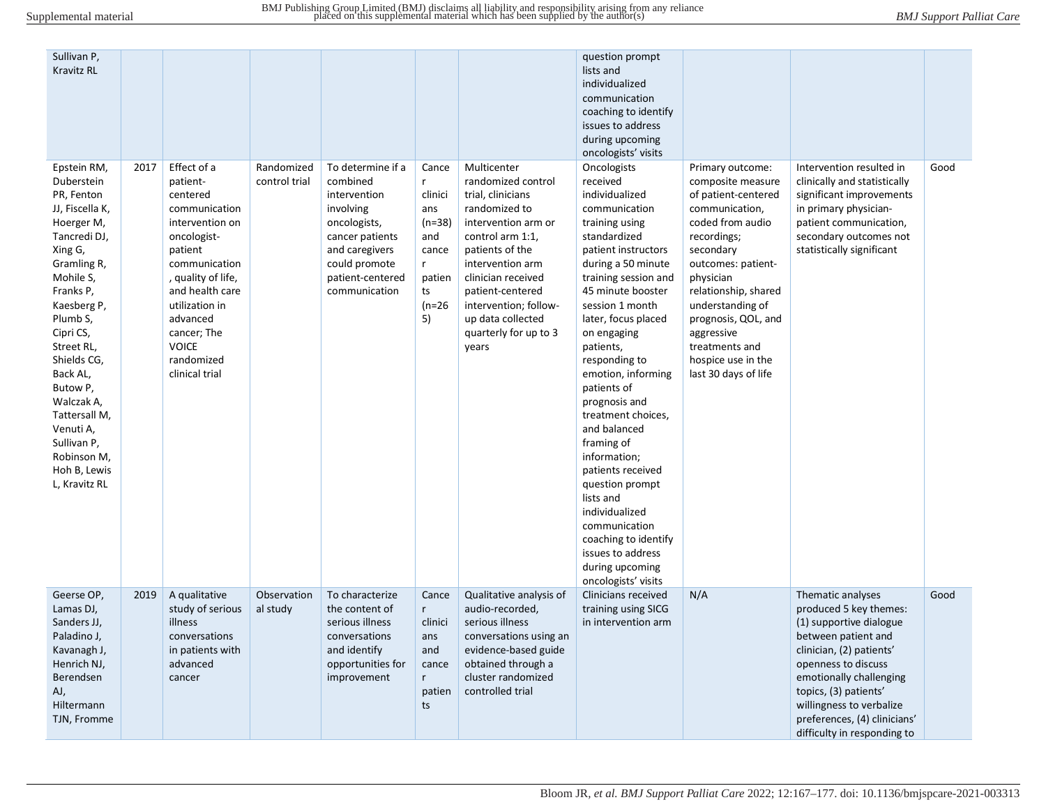| | | | | | | | | | | |
|---|---|---|---|---|---|---|---|---|---|---|
| Sullivan P, Kravitz RL | | | | | | | question prompt lists and individualized communication coaching to identify issues to address during upcoming oncologists' visits | | | |
| Epstein RM, Duberstein PR, Fenton JJ, Fiscella K, Hoerger M, Tancredi DJ, Xing G, Gramling R, Mohile S, Franks P, Kaesberg P, Plumb S, Cipri CS, Street RL, Shields CG, Back AL, Butow P, Walczak A, Tattersall M, Venuti A, Sullivan P, Robinson M, Hoh B, Lewis L, Kravitz RL | 2017 | Effect of a patient-centered communication intervention on oncologist-patient communication, quality of life, and health care utilization in advanced cancer; The VOICE randomized clinical trial | Randomized control trial | To determine if a combined intervention involving oncologists, cancer patients and caregivers could promote patient-centered communication | Cancer clinicians (n=38) and cancer patients (n=265) | Multicenter randomized control trial, clinicians randomized to intervention arm or control arm 1:1, patients of the intervention arm clinician received patient-centered intervention; follow-up data collected quarterly for up to 3 years | Oncologists received individualized communication training using standardized patient instructors during a 50 minute training session and 45 minute booster session 1 month later, focus placed on engaging patients, responding to emotion, informing patients of prognosis and treatment choices, and balanced framing of information; patients received question prompt lists and individualized communication coaching to identify issues to address during upcoming oncologists' visits | Primary outcome: composite measure of patient-centered communication, coded from audio recordings; secondary outcomes: patient-physician relationship, shared understanding of prognosis, QOL, and aggressive treatments and hospice use in the last 30 days of life | Intervention resulted in clinically and statistically significant improvements in primary physician-patient communication, secondary outcomes not statistically significant | Good |
| Geerse OP, Lamas DJ, Sanders JJ, Paladino J, Kavanagh J, Henrich NJ, Berendsen AJ, Hiltermann TJN, Fromme | 2019 | A qualitative study of serious illness conversations in patients with advanced cancer | Observational study | To characterize the content of serious illness conversations and identify opportunities for improvement | Cancer clinicians and cancer patients | Qualitative analysis of audio-recorded, serious illness conversations using an evidence-based guide obtained through a cluster randomized controlled trial | Clinicians received training using SICG in intervention arm | N/A | Thematic analyses produced 5 key themes: (1) supportive dialogue between patient and clinician, (2) patients' openness to discuss emotionally challenging topics, (3) patients' willingness to verbalize preferences, (4) clinicians' difficulty in responding to | Good |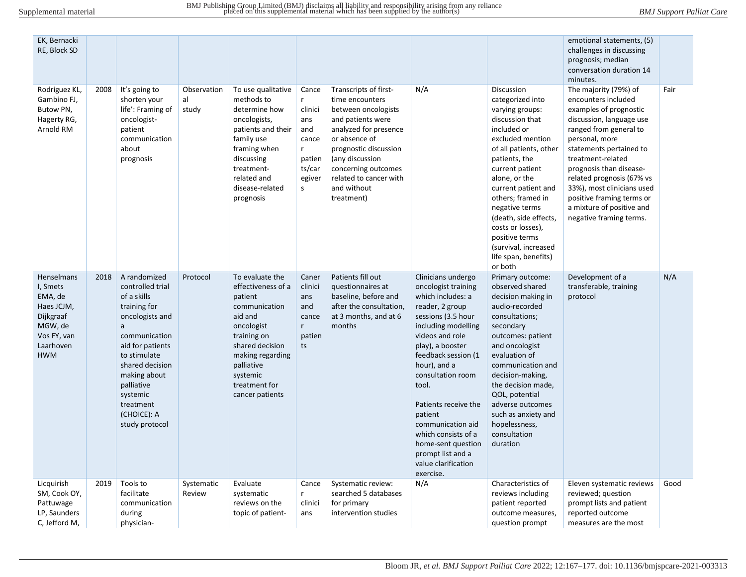| | | | | | | | | | | |
|---|---|---|---|---|---|---|---|---|---|---|
| EK, Bernacki RE, Block SD | | | | | | | | | emotional statements, (5) challenges in discussing prognosis; median conversation duration 14 minutes. | |
| Rodriguez KL, Gambino FJ, Butow PN, Hagerty RG, Arnold RM | 2008 | It's going to shorten your life': Framing of oncologist-patient communication about prognosis | Observational study | To use qualitative methods to determine how oncologists, patients and their family use framing when discussing treatment-related and disease-related prognosis | Cancer clinicians and cancer patients/caregivers | Transcripts of first-time encounters between oncologists and patients were analyzed for presence or absence of prognostic discussion (any discussion concerning outcomes related to cancer with and without treatment) | N/A | Discussion categorized into varying groups: discussion that included or excluded mention of all patients, other patients, the current patient alone, or the current patient and others; framed in negative terms (death, side effects, costs or losses), positive terms (survival, increased life span, benefits) or both | The majority (79%) of encounters included examples of prognostic discussion, language use ranged from general to personal, more statements pertained to treatment-related prognosis than disease-related prognosis (67% vs 33%), most clinicians used positive framing terms or a mixture of positive and negative framing terms. | Fair |
| Henselmans I, Smets EMA, de Haes JCJM, Dijkgraaf MGW, de Vos FY, van Laarhoven HWM | 2018 | A randomized controlled trial of a skills training for oncologists and a communication aid for patients to stimulate shared decision making about palliative systemic treatment (CHOICE): A study protocol | Protocol | To evaluate the effectiveness of a patient communication aid and oncologist training on shared decision making regarding palliative systemic treatment for cancer patients | Caner clinicians and cancer patients | Patients fill out questionnaires at baseline, before and after the consultation, at 3 months, and at 6 months | Clinicians undergo oncologist training which includes: a reader, 2 group sessions (3.5 hour including modelling videos and role play), a booster feedback session (1 hour), and a consultation room tool.<br><br>Patients receive the patient communication aid which consists of a home-sent question prompt list and a value clarification exercise. | Primary outcome: observed shared decision making in audio-recorded consultations; secondary outcomes: patient and oncologist evaluation of communication and decision-making, the decision made, QOL, potential adverse outcomes such as anxiety and hopelessness, consultation duration | Development of a transferable, training protocol | N/A |
| Licquirish SM, Cook OY, Pattuwage LP, Saunders C, Jefford M, | 2019 | Tools to facilitate communication during physician- | Systematic Review | Evaluate systematic reviews on the topic of patient- | Cancer clinicians | Systematic review: searched 5 databases for primary intervention studies | N/A | Characteristics of reviews including patient reported outcome measures, question prompt | Eleven systematic reviews reviewed; question prompt lists and patient reported outcome measures are the most | Good |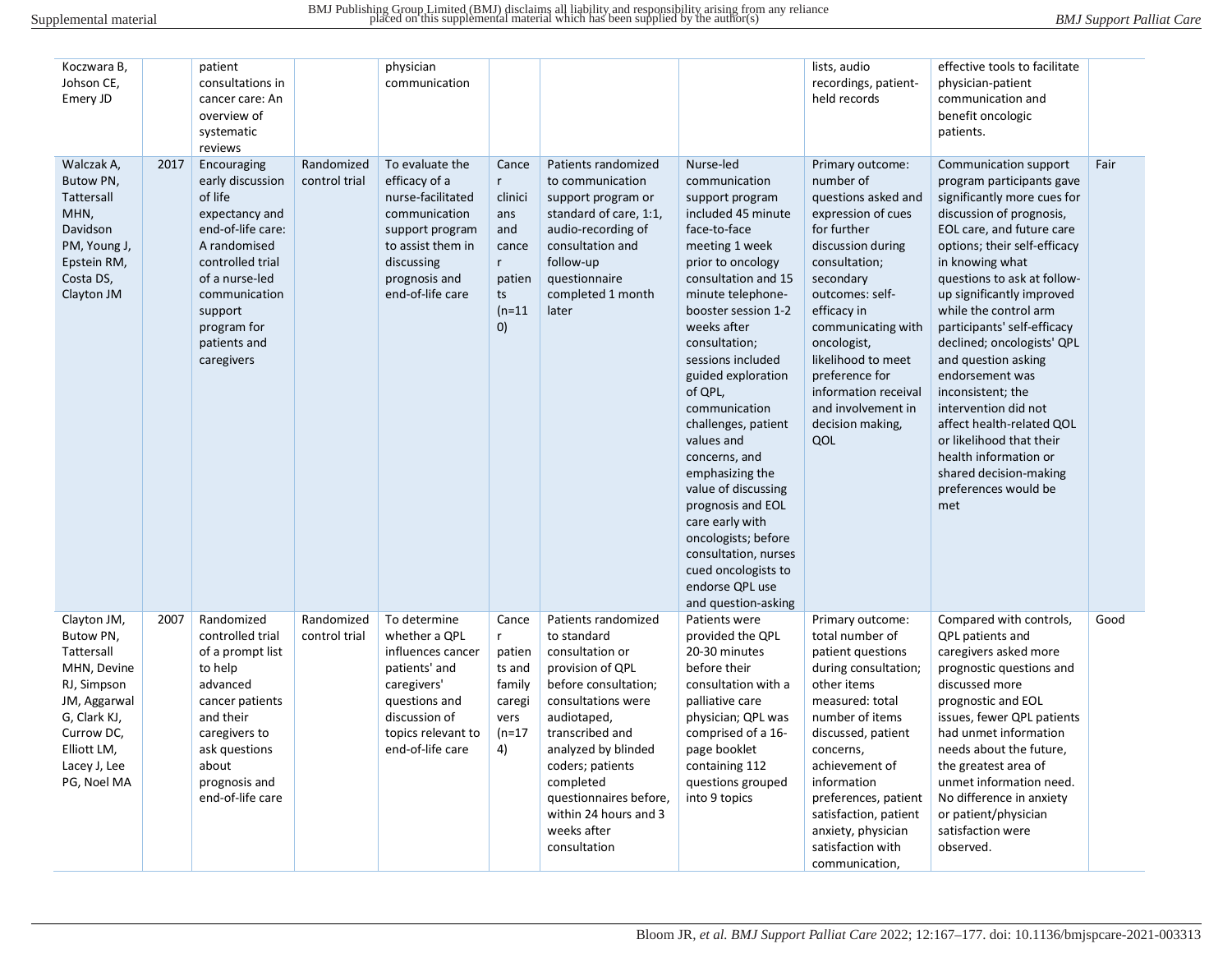| | | | | | | | | | | |
|---|---|---|---|---|---|---|---|---|---|---|
| Koczwara B, Johson CE, Emery JD | | patient consultations in cancer care: An overview of systematic reviews | | physician communication | | | | lists, audio recordings, patient-held records | effective tools to facilitate physician-patient communication and benefit oncologic patients. | |
| Walczak A, Butow PN, Tattersall MHN, Davidson PM, Young J, Epstein RM, Costa DS, Clayton JM | 2017 | Encouraging early discussion of life expectancy and end-of-life care: A randomised controlled trial of a nurse-led communication support program for patients and caregivers | Randomized control trial | To evaluate the efficacy of a nurse-facilitated communication support program to assist them in discussing prognosis and end-of-life care | Cancer clinicians and cancer patients (n=110) | Patients randomized to communication support program or standard of care, 1:1, audio-recording of consultation and follow-up questionnaire completed 1 month later | Nurse-led communication support program included 45 minute face-to-face meeting 1 week prior to oncology consultation and 15 minute telephone-booster session 1-2 weeks after consultation; sessions included guided exploration of QPL, communication challenges, patient values and concerns, and emphasizing the value of discussing prognosis and EOL care early with oncologists; before consultation, nurses cued oncologists to endorse QPL use and question-asking | Primary outcome: number of questions asked and expression of cues for further discussion during consultation; secondary outcomes: self-efficacy in communicating with oncologist, likelihood to meet preference for information receival and involvement in decision making, QOL | Communication support program participants gave significantly more cues for discussion of prognosis, EOL care, and future care options; their self-efficacy in knowing what questions to ask at follow-up significantly improved while the control arm participants' self-efficacy declined; oncologists' QPL and question asking endorsement was inconsistent; the intervention did not affect health-related QOL or likelihood that their health information or shared decision-making preferences would be met | Fair |
| Clayton JM, Butow PN, Tattersall MHN, Devine RJ, Simpson JM, Aggarwal G, Clark KJ, Currow DC, Elliott LM, Lacey J, Lee PG, Noel MA | 2007 | Randomized controlled trial of a prompt list to help advanced cancer patients and their caregivers to ask questions about prognosis and end-of-life care | Randomized control trial | To determine whether a QPL influences cancer patients' and caregivers' questions and discussion of topics relevant to end-of-life care | Cancer patients and family caregivers (n=174) | Patients randomized to standard consultation or provision of QPL before consultation; consultations were audiotaped, transcribed and analyzed by blinded coders; patients completed questionnaires before, within 24 hours and 3 weeks after consultation | Patients were provided the QPL 20-30 minutes before their consultation with a palliative care physician; QPL was comprised of a 16-page booklet containing 112 questions grouped into 9 topics | Primary outcome: total number of patient questions during consultation; other items measured: total number of items discussed, patient concerns, achievement of information preferences, patient satisfaction, patient anxiety, physician satisfaction with communication, | Compared with controls, QPL patients and caregivers asked more prognostic questions and discussed more prognostic and EOL issues, fewer QPL patients had unmet information needs about the future, the greatest area of unmet information need. No difference in anxiety or patient/physician satisfaction were observed. | Good |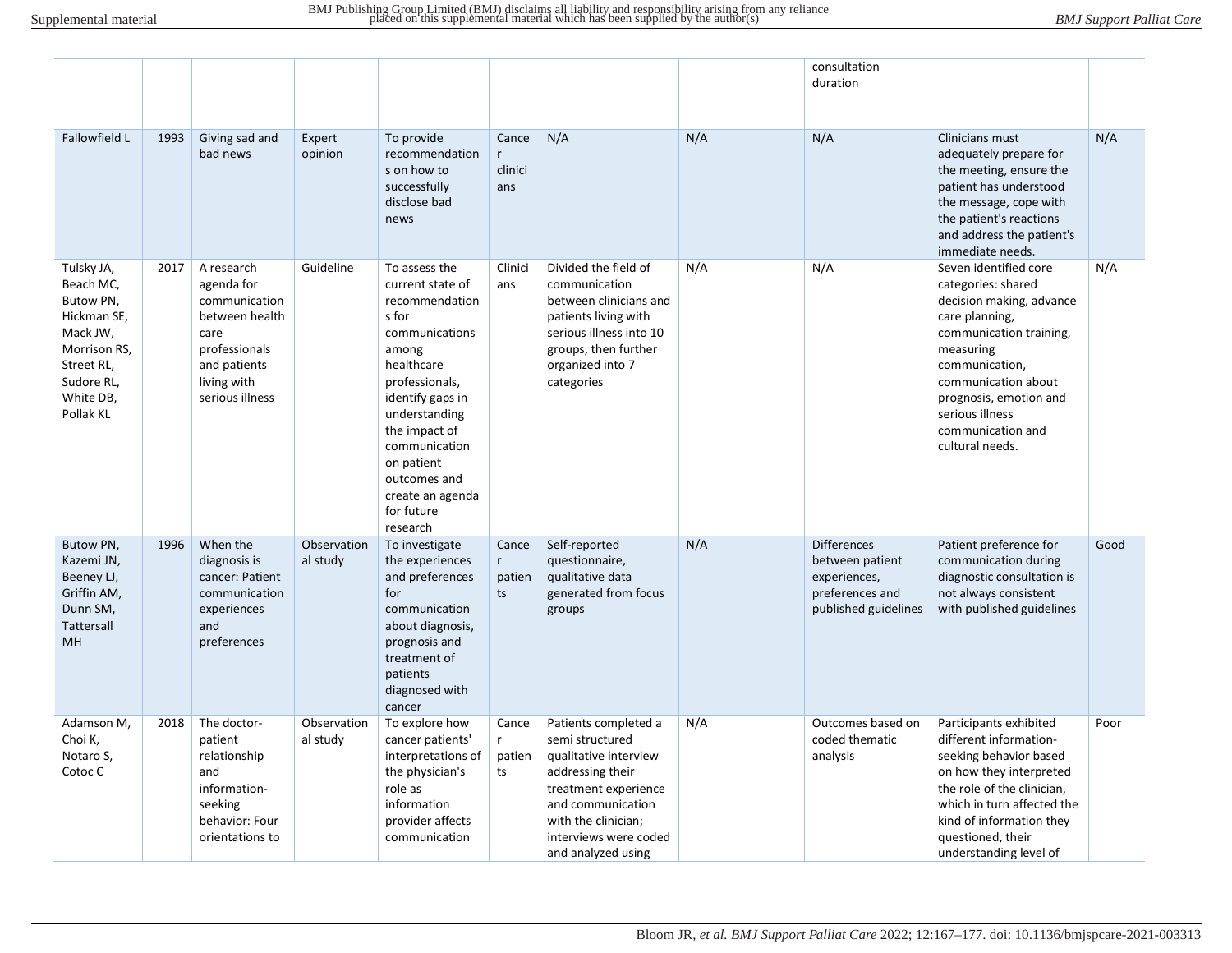| | | | | | | | | | | |
|---|---|---|---|---|---|---|---|---|---|---|
| | | | | | | | | consultation duration | | |
| Fallowfield L | 1993 | Giving sad and bad news | Expert opinion | To provide recommendations on how to successfully disclose bad news | Cancer clinicians | N/A | N/A | N/A | Clinicians must adequately prepare for the meeting, ensure the patient has understood the message, cope with the patient's reactions and address the patient's immediate needs. | N/A |
| Tulsky JA, Beach MC, Butow PN, Hickman SE, Mack JW, Morrison RS, Street RL, Sudore RL, White DB, Pollak KL | 2017 | A research agenda for communication between health care professionals and patients living with serious illness | Guideline | To assess the current state of recommendations for communications among healthcare professionals, identify gaps in understanding the impact of communication on patient outcomes and create an agenda for future research | Clinicians | Divided the field of communication between clinicians and patients living with serious illness into 10 groups, then further organized into 7 categories | N/A | N/A | Seven identified core categories: shared decision making, advance care planning, communication training, measuring communication, communication about prognosis, emotion and serious illness communication and cultural needs. | N/A |
| Butow PN, Kazemi JN, Beeney LJ, Griffin AM, Dunn SM, Tattersall MH | 1996 | When the diagnosis is cancer: Patient communication experiences and preferences | Observational study | To investigate the experiences and preferences for communication about diagnosis, prognosis and treatment of patients diagnosed with cancer | Cancer patients | Self-reported questionnaire, qualitative data generated from focus groups | N/A | Differences between patient experiences, preferences and published guidelines | Patient preference for communication during diagnostic consultation is not always consistent with published guidelines | Good |
| Adamson M, Choi K, Notaro S, Cotoc C | 2018 | The doctor-patient relationship and information-seeking behavior: Four orientations to | Observational study | To explore how cancer patients' interpretations of the physician's role as information provider affects communication | Cancer patients | Patients completed a semi structured qualitative interview addressing their treatment experience and communication with the clinician; interviews were coded and analyzed using | N/A | Outcomes based on coded thematic analysis | Participants exhibited different information-seeking behavior based on how they interpreted the role of the clinician, which in turn affected the kind of information they questioned, their understanding level of | Poor |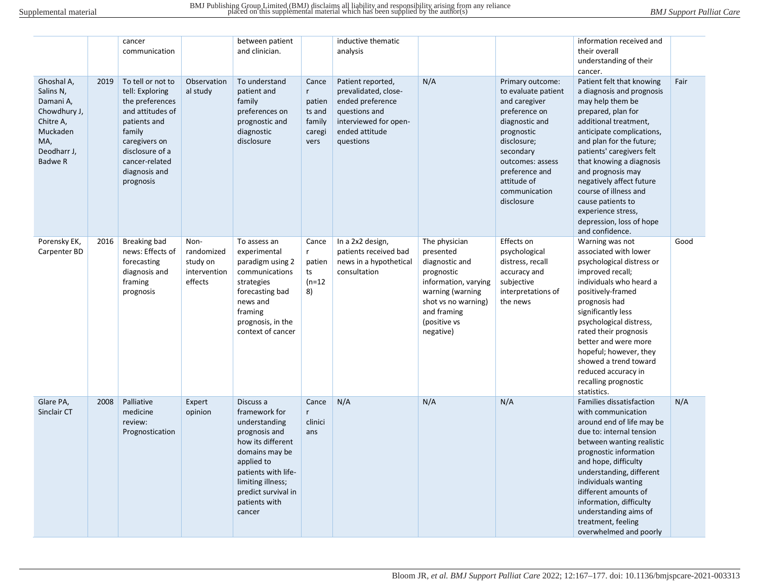| | | cancer communication | | between patient and clinician. | | inductive thematic analysis | | | information received and their overall understanding of their cancer. | |
|---|---|---|---|---|---|---|---|---|---|---|
| Ghoshal A, Salins N, Damani A, Chowdhury J, Chitre A, Muckaden MA, Deodharr J, Badwe R | 2019 | To tell or not to tell: Exploring the preferences and attitudes of patients and family caregivers on disclosure of a cancer-related diagnosis and prognosis | Observational study | To understand patient and family preferences on prognostic and diagnostic disclosure | Cancer patients and family caregivers | Patient reported, prevalidated, close-ended preference questions and interviewed for open-ended attitude questions | N/A | Primary outcome: to evaluate patient and caregiver preference on diagnostic and prognostic disclosure; secondary outcomes: assess preference and attitude of communication disclosure | Patient felt that knowing a diagnosis and prognosis may help them be prepared, plan for additional treatment, anticipate complications, and plan for the future; patients' caregivers felt that knowing a diagnosis and prognosis may negatively affect future course of illness and cause patients to experience stress, depression, loss of hope and confidence. | Fair |
| Porensky EK, Carpenter BD | 2016 | Breaking bad news: Effects of forecasting diagnosis and framing prognosis | Non-randomized study on intervention effects | To assess an experimental paradigm using 2 communications strategies forecasting bad news and framing prognosis, in the context of cancer | Cancer patients (n=128) | In a 2x2 design, patients received bad news in a hypothetical consultation | The physician presented diagnostic and prognostic information, varying warning (warning shot vs no warning) and framing (positive vs negative) | Effects on psychological distress, recall accuracy and subjective interpretations of the news | Warning was not associated with lower psychological distress or improved recall; individuals who heard a positively-framed prognosis had significantly less psychological distress, rated their prognosis better and were more hopeful; however, they showed a trend toward reduced accuracy in recalling prognostic statistics. | Good |
| Glare PA, Sinclair CT | 2008 | Palliative medicine review: Prognostication | Expert opinion | Discuss a framework for understanding prognosis and how its different domains may be applied to patients with life-limiting illness; predict survival in patients with cancer | Cancer clinicians | N/A | N/A | N/A | Families dissatisfaction with communication around end of life may be due to: internal tension between wanting realistic prognostic information and hope, difficulty understanding, different individuals wanting different amounts of information, difficulty understanding aims of treatment, feeling overwhelmed and poorly | N/A |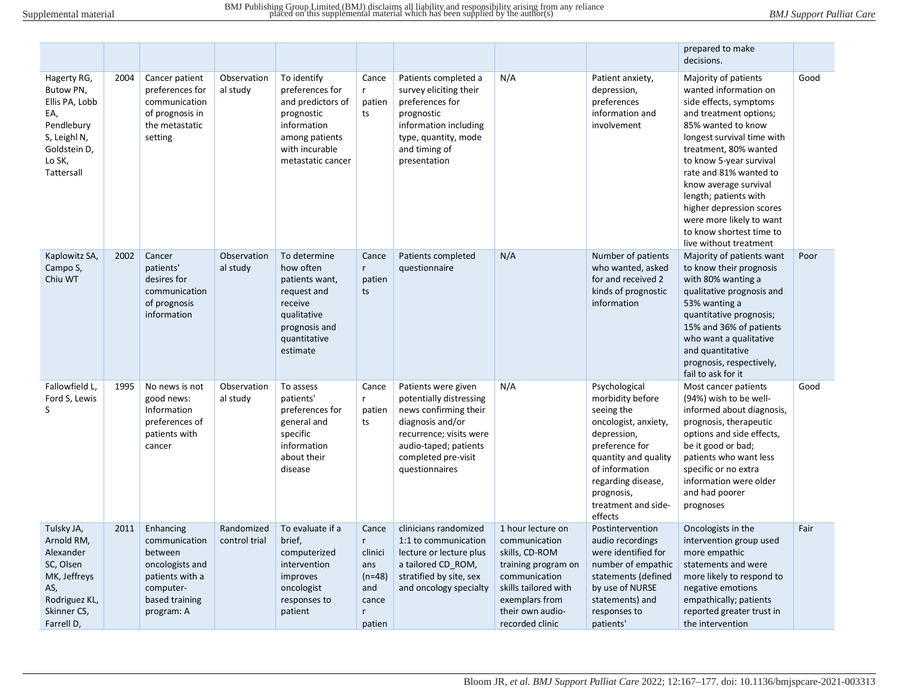| | | | | | | | | | | |
|---|---|---|---|---|---|---|---|---|---|---|
| | | | | | | | | | prepared to make decisions. | |
| Hagerty RG, Butow PN, Ellis PA, Lobb EA, Pendlebury S, Leighl N, Goldstein D, Lo SK, Tattersall | 2004 | Cancer patient preferences for communication of prognosis in the metastatic setting | Observational study | To identify preferences for and predictors of prognostic information among patients with incurable metastatic cancer | Cancer patients | Patients completed a survey eliciting their preferences for prognostic information including type, quantity, mode and timing of presentation | N/A | Patient anxiety, depression, preferences information and involvement | Majority of patients wanted information on side effects, symptoms and treatment options; 85% wanted to know longest survival time with treatment, 80% wanted to know 5-year survival rate and 81% wanted to know average survival length; patients with higher depression scores were more likely to want to know shortest time to live without treatment | Good |
| Kaplowitz SA, Campo S, Chiu WT | 2002 | Cancer patients' desires for communication of prognosis information | Observational study | To determine how often patients want, request and receive qualitative prognosis and quantitative estimate | Cancer patients | Patients completed questionnaire | N/A | Number of patients who wanted, asked for and received 2 kinds of prognostic information | Majority of patients want to know their prognosis with 80% wanting a qualitative prognosis and 53% wanting a quantitative prognosis; 15% and 36% of patients who want a qualitative and quantitative prognosis, respectively, fail to ask for it | Poor |
| Fallowfield L, Ford S, Lewis S | 1995 | No news is not good news: Information preferences of patients with cancer | Observational study | To assess patients' preferences for general and specific information about their disease | Cancer patients | Patients were given potentially distressing news confirming their diagnosis and/or recurrence; visits were audio-taped; patients completed pre-visit questionnaires | N/A | Psychological morbidity before seeing the oncologist, anxiety, depression, preference for quantity and quality of information regarding disease, prognosis, treatment and side-effects | Most cancer patients (94%) wish to be well-informed about diagnosis, prognosis, therapeutic options and side effects, be it good or bad; patients who want less specific or no extra information were older and had poorer prognoses | Good |
| Tulsky JA, Arnold RM, Alexander SC, Olsen MK, Jeffreys AS, Rodriguez KL, Skinner CS, Farrell D, | 2011 | Enhancing communication between oncologists and patients with a computer-based training program: A | Randomized control trial | To evaluate if a brief, computerized intervention improves oncologist responses to patient | Cancer clinicians (n=48) and cancer patien | clinicians randomized 1:1 to communication lecture or lecture plus a tailored CD_ROM, stratified by site, sex and oncology specialty | 1 hour lecture on communication skills, CD-ROM training program on communication skills tailored with exemplars from their own audio-recorded clinic | Postintervention audio recordings were identified for number of empathic statements (defined by use of NURSE statements) and responses to patients' | Oncologists in the intervention group used more empathic statements and were more likely to respond to negative emotions empathically; patients reported greater trust in the intervention | Fair |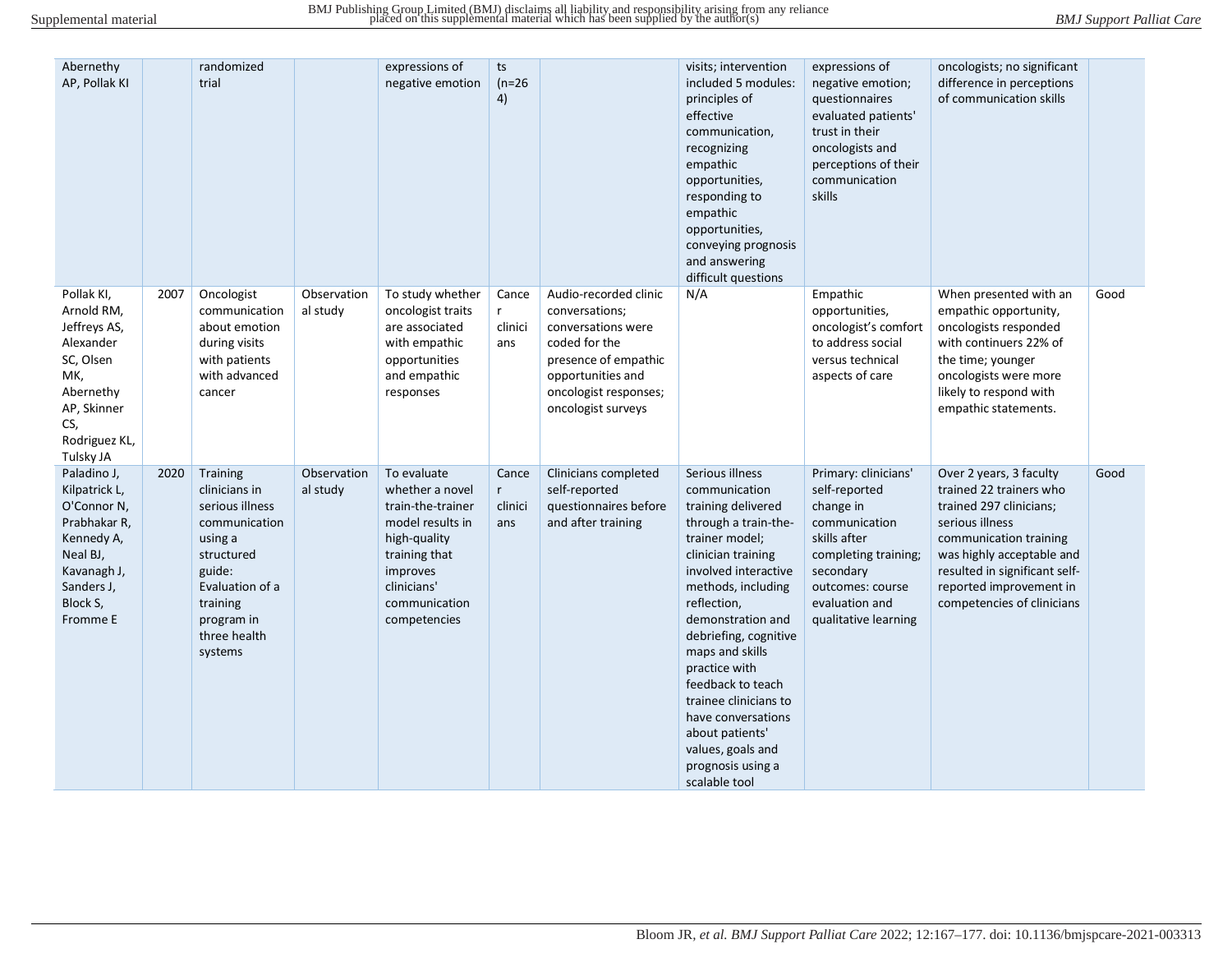| | | | | | | | | | | |
|---|---|---|---|---|---|---|---|---|---|---|
| Abernethy AP, Pollak KI | | randomized trial | | expressions of negative emotion | ts (n=264) | | visits; intervention included 5 modules: principles of effective communication, recognizing empathic opportunities, responding to empathic opportunities, conveying prognosis and answering difficult questions | expressions of negative emotion; questionnaires evaluated patients' trust in their oncologists and perceptions of their communication skills | oncologists; no significant difference in perceptions of communication skills | |
| Pollak KI, Arnold RM, Jeffreys AS, Alexander SC, Olsen MK, Abernethy AP, Skinner CS, Rodriguez KL, Tulsky JA | 2007 | Oncologist communication about emotion during visits with patients with advanced cancer | Observational study | To study whether oncologist traits are associated with empathic opportunities and empathic responses | Cancer clinicians | Audio-recorded clinic conversations; conversations were coded for the presence of empathic opportunities and oncologist responses; oncologist surveys | N/A | Empathic opportunities, oncologist's comfort to address social versus technical aspects of care | When presented with an empathic opportunity, oncologists responded with continuers 22% of the time; younger oncologists were more likely to respond with empathic statements. | Good |
| Paladino J, Kilpatrick L, O'Connor N, Prabhakar R, Kennedy A, Neal BJ, Kavanagh J, Sanders J, Block S, Fromme E | 2020 | Training clinicians in serious illness communication using a structured guide: Evaluation of a training program in three health systems | Observational study | To evaluate whether a novel train-the-trainer model results in high-quality training that improves clinicians' communication competencies | Cancer clinicians | Clinicians completed self-reported questionnaires before and after training | Serious illness communication training delivered through a train-the-trainer model; clinician training involved interactive methods, including reflection, demonstration and debriefing, cognitive maps and skills practice with feedback to teach trainee clinicians to have conversations about patients' values, goals and prognosis using a scalable tool | Primary: clinicians' self-reported change in communication skills after completing training; secondary outcomes: course evaluation and qualitative learning | Over 2 years, 3 faculty trained 22 trainers who trained 297 clinicians; serious illness communication training was highly acceptable and resulted in significant self-reported improvement in competencies of clinicians | Good |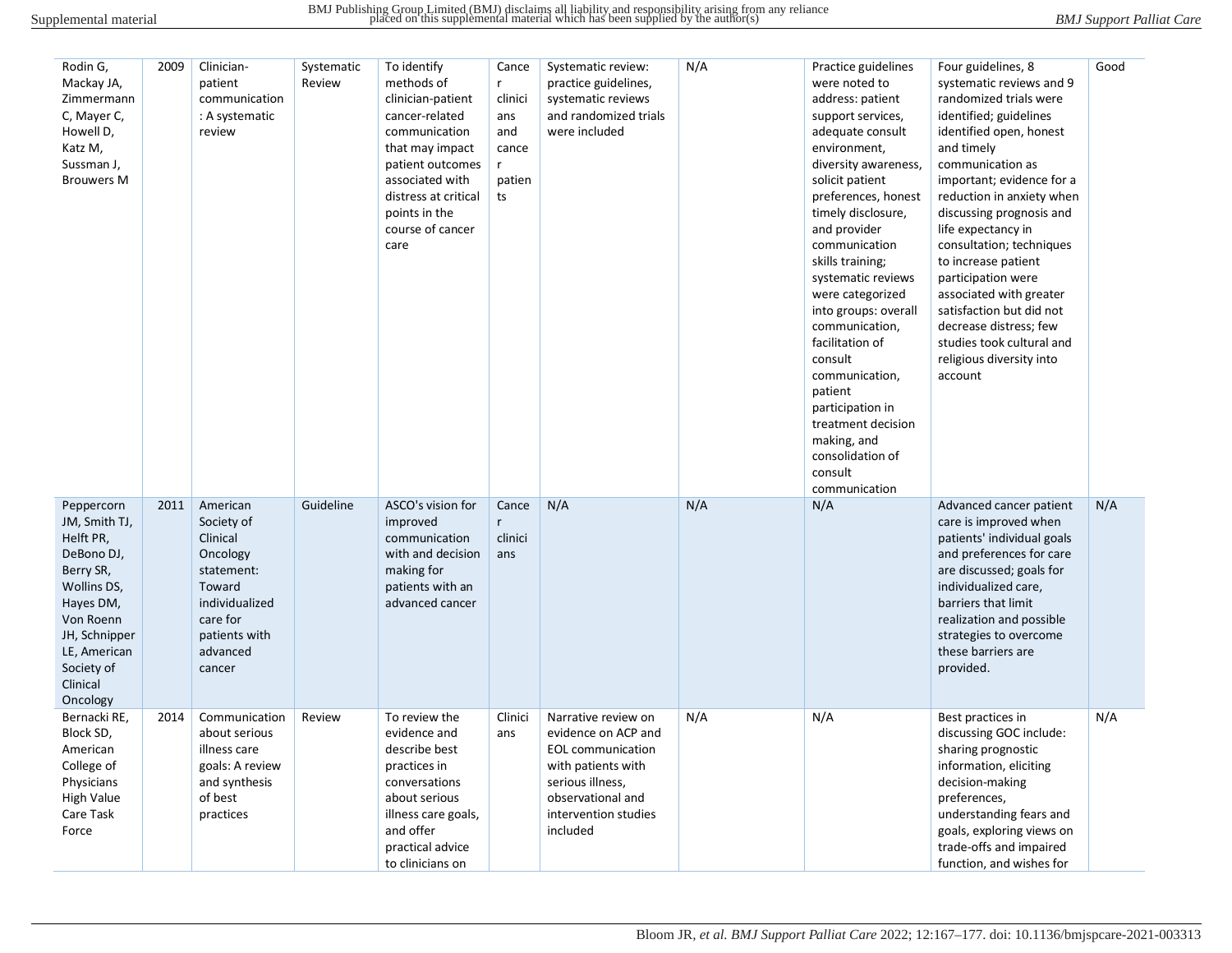| | | | | | | | | | | |
|---|---|---|---|---|---|---|---|---|---|---|
| Rodin G, Mackay JA, Zimmermann C, Mayer C, Howell D, Katz M, Sussman J, Brouwers M | 2009 | Clinician-patient communication: A systematic review | Systematic Review | To identify methods of clinician-patient cancer-related communication that may impact patient outcomes associated with distress at critical points in the course of cancer care | Cancer clinicians and cancer patients | Systematic review: practice guidelines, systematic reviews and randomized trials were included | N/A | Practice guidelines were noted to address: patient support services, adequate consult environment, diversity awareness, solicit patient preferences, honest timely disclosure, and provider communication skills training; systematic reviews were categorized into groups: overall communication, facilitation of consult communication, patient participation in treatment decision making, and consolidation of consult communication | Four guidelines, 8 systematic reviews and 9 randomized trials were identified; guidelines identified open, honest and timely communication as important; evidence for a reduction in anxiety when discussing prognosis and life expectancy in consultation; techniques to increase patient participation were associated with greater satisfaction but did not decrease distress; few studies took cultural and religious diversity into account | Good |
| Peppercorn JM, Smith TJ, Helft PR, DeBono DJ, Berry SR, Wollins DS, Hayes DM, Von Roenn JH, Schnipper LE, American Society of Clinical Oncology | 2011 | American Society of Clinical Oncology statement: Toward individualized care for patients with advanced cancer | Guideline | ASCO's vision for improved communication with and decision making for patients with an advanced cancer | Cancer clinicians | N/A | N/A | N/A | Advanced cancer patient care is improved when patients' individual goals and preferences for care are discussed; goals for individualized care, barriers that limit realization and possible strategies to overcome these barriers are provided. | N/A |
| Bernacki RE, Block SD, American College of Physicians High Value Care Task Force | 2014 | Communication about serious illness care goals: A review and synthesis of best practices | Review | To review the evidence and describe best practices in conversations about serious illness care goals, and offer practical advice to clinicians on | Clinicians | Narrative review on evidence on ACP and EOL communication with patients with serious illness, observational and intervention studies included | N/A | N/A | Best practices in discussing GOC include: sharing prognostic information, eliciting decision-making preferences, understanding fears and goals, exploring views on trade-offs and impaired function, and wishes for | N/A |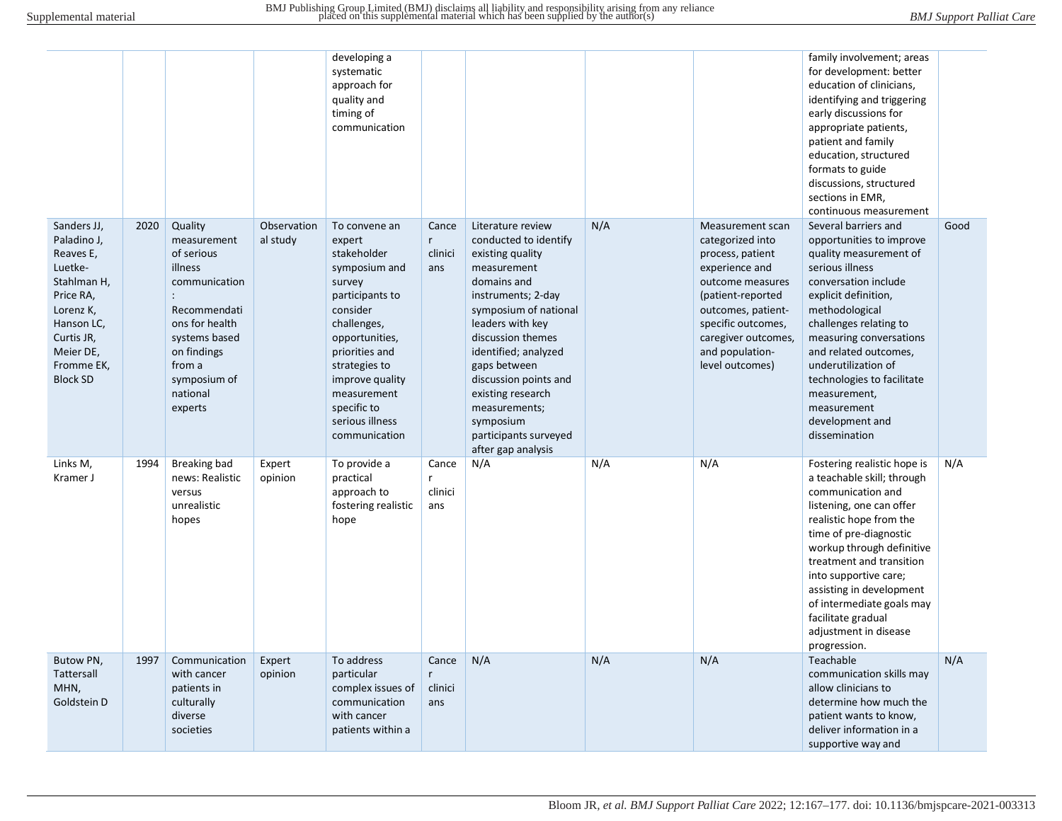| | | | | | | | | | | |
|---|---|---|---|---|---|---|---|---|---|---|
| | | | | developing a systematic approach for quality and timing of communication | | | | | family involvement; areas for development: better education of clinicians, identifying and triggering early discussions for appropriate patients, patient and family education, structured formats to guide discussions, structured sections in EMR, continuous measurement | |
| Sanders JJ, Paladino J, Reaves E, Luetke-Stahlman H, Price RA, Lorenz K, Hanson LC, Curtis JR, Meier DE, Fromme EK, Block SD | 2020 | Quality measurement of serious illness communication: Recommendations for health systems based on findings from a symposium of national experts | Observational study | To convene an expert stakeholder symposium and survey participants to consider challenges, opportunities, priorities and strategies to improve quality measurement specific to serious illness communication | Cancer clinicians | Literature review conducted to identify existing quality measurement domains and instruments; 2-day symposium of national leaders with key discussion themes identified; analyzed gaps between discussion points and existing research measurements; symposium participants surveyed after gap analysis | N/A | Measurement scan categorized into process, patient experience and outcome measures (patient-reported outcomes, patient-specific outcomes, caregiver outcomes, and population-level outcomes) | Several barriers and opportunities to improve quality measurement of serious illness conversation include explicit definition, methodological challenges relating to measuring conversations and related outcomes, underutilization of technologies to facilitate measurement, measurement development and dissemination | Good |
| Links M, Kramer J | 1994 | Breaking bad news: Realistic versus unrealistic hopes | Expert opinion | To provide a practical approach to fostering realistic hope | Cancer clinicians | N/A | N/A | N/A | Fostering realistic hope is a teachable skill; through communication and listening, one can offer realistic hope from the time of pre-diagnostic workup through definitive treatment and transition into supportive care; assisting in development of intermediate goals may facilitate gradual adjustment in disease progression. | N/A |
| Butow PN, Tattersall MHN, Goldstein D | 1997 | Communication with cancer patients in culturally diverse societies | Expert opinion | To address particular complex issues of communication with cancer patients within a | Cancer clinicians | N/A | N/A | N/A | Teachable communication skills may allow clinicians to determine how much the patient wants to know, deliver information in a supportive way and | N/A |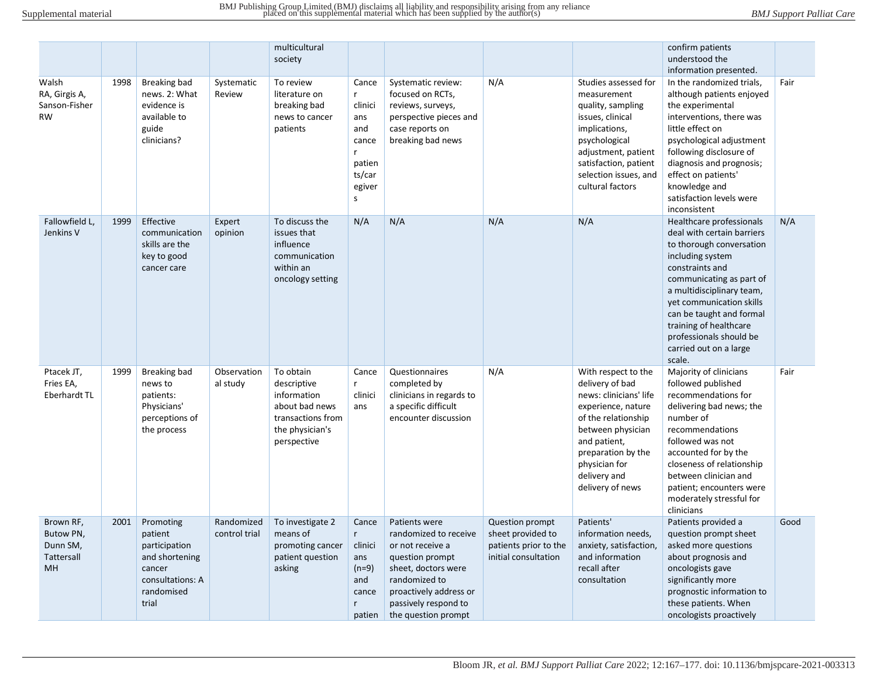| | | | | multicultural society | | | | | confirm patients understood the information presented. | |
|---|---|---|---|---|---|---|---|---|---|---|
| Walsh RA, Girgis A, Sanson-Fisher RW | 1998 | Breaking bad news. 2: What evidence is available to guide clinicians? | Systematic Review | To review literature on breaking bad news to cancer patients | Cancer clinicians and cancer patients/caregivers | Systematic review: focused on RCTs, reviews, surveys, perspective pieces and case reports on breaking bad news | N/A | Studies assessed for measurement quality, sampling issues, clinical implications, psychological adjustment, patient satisfaction, patient selection issues, and cultural factors | In the randomized trials, although patients enjoyed the experimental interventions, there was little effect on psychological adjustment following disclosure of diagnosis and prognosis; effect on patients' knowledge and satisfaction levels were inconsistent | Fair |
| Fallowfield L, Jenkins V | 1999 | Effective communication skills are the key to good cancer care | Expert opinion | To discuss the issues that influence communication within an oncology setting | N/A | N/A | N/A | N/A | Healthcare professionals deal with certain barriers to thorough conversation including system constraints and communicating as part of a multidisciplinary team, yet communication skills can be taught and formal training of healthcare professionals should be carried out on a large scale. | N/A |
| Ptacek JT, Fries EA, Eberhardt TL | 1999 | Breaking bad news to patients: Physicians' perceptions of the process | Observational study | To obtain descriptive information about bad news transactions from the physician's perspective | Cancer clinicians | Questionnaires completed by clinicians in regards to a specific difficult encounter discussion | N/A | With respect to the delivery of bad news: clinicians' life experience, nature of the relationship between physician and patient, preparation by the physician for delivery and delivery of news | Majority of clinicians followed published recommendations for delivering bad news; the number of recommendations followed was not accounted for by the closeness of relationship between clinician and patient; encounters were moderately stressful for clinicians | Fair |
| Brown RF, Butow PN, Dunn SM, Tattersall MH | 2001 | Promoting patient participation and shortening cancer consultations: A randomised trial | Randomized control trial | To investigate 2 means of promoting cancer patient question asking | Cancer clinicians (n=9) and cancer patien | Patients were randomized to receive or not receive a question prompt sheet, doctors were randomized to proactively address or passively respond to the question prompt | Question prompt sheet provided to patients prior to the initial consultation | Patients' information needs, anxiety, satisfaction, and information recall after consultation | Patients provided a question prompt sheet asked more questions about prognosis and oncologists gave significantly more prognostic information to these patients. When oncologists proactively | Good |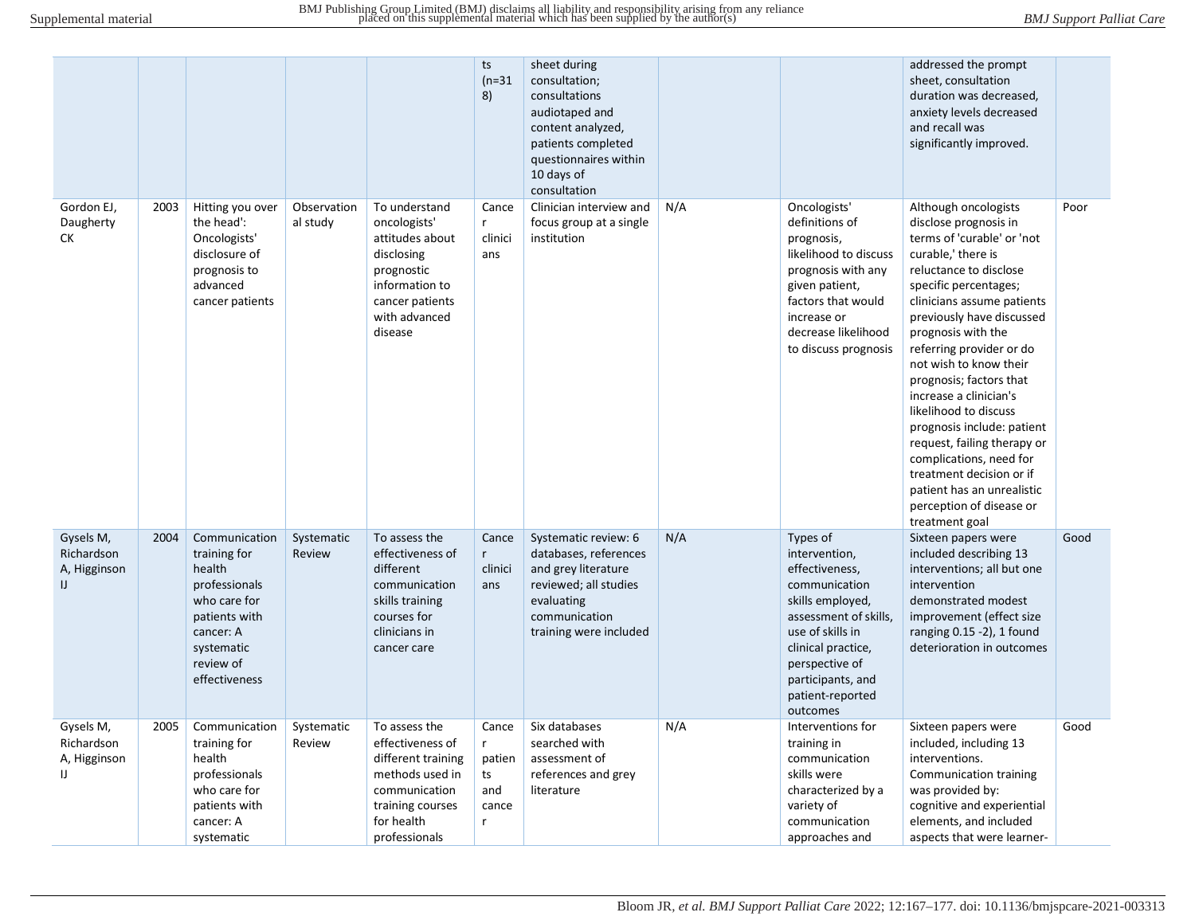| | | | | | ts (n=318) | sheet during consultation; consultations audiotaped and content analyzed, patients completed questionnaires within 10 days of consultation | | | addressed the prompt sheet, consultation duration was decreased, anxiety levels decreased and recall was significantly improved. | |
|---|---|---|---|---|---|---|---|---|---|---|
| Gordon EJ, Daugherty CK | 2003 | Hitting you over the head': Oncologists' disclosure of prognosis to advanced cancer patients | Observational study | To understand oncologists' attitudes about disclosing prognostic information to cancer patients with advanced disease | Cancer clinicians | Clinician interview and focus group at a single institution | N/A | Oncologists' definitions of prognosis, likelihood to discuss prognosis with any given patient, factors that would increase or decrease likelihood to discuss prognosis | Although oncologists disclose prognosis in terms of 'curable' or 'not curable,' there is reluctance to disclose specific percentages; clinicians assume patients previously have discussed prognosis with the referring provider or do not wish to know their prognosis; factors that increase a clinician's likelihood to discuss prognosis include: patient request, failing therapy or complications, need for treatment decision or if patient has an unrealistic perception of disease or treatment goal | Poor |
| Gysels M, Richardson A, Higginson IJ | 2004 | Communication training for health professionals who care for patients with cancer: A systematic review of effectiveness | Systematic Review | To assess the effectiveness of different communication skills training courses for clinicians in cancer care | Cancer clinicians | Systematic review: 6 databases, references and grey literature reviewed; all studies evaluating communication training were included | N/A | Types of intervention, effectiveness, communication skills employed, assessment of skills, use of skills in clinical practice, perspective of participants, and patient-reported outcomes | Sixteen papers were included describing 13 interventions; all but one intervention demonstrated modest improvement (effect size ranging 0.15 -2), 1 found deterioration in outcomes | Good |
| Gysels M, Richardson A, Higginson IJ | 2005 | Communication training for health professionals who care for patients with cancer: A systematic | Systematic Review | To assess the effectiveness of different training methods used in communication training courses for health professionals | Cancer patients and cancer | Six databases searched with assessment of references and grey literature | N/A | Interventions for training in communication skills were characterized by a variety of communication approaches and | Sixteen papers were included, including 13 interventions. Communication training was provided by: cognitive and experiential elements, and included aspects that were learner- | Good |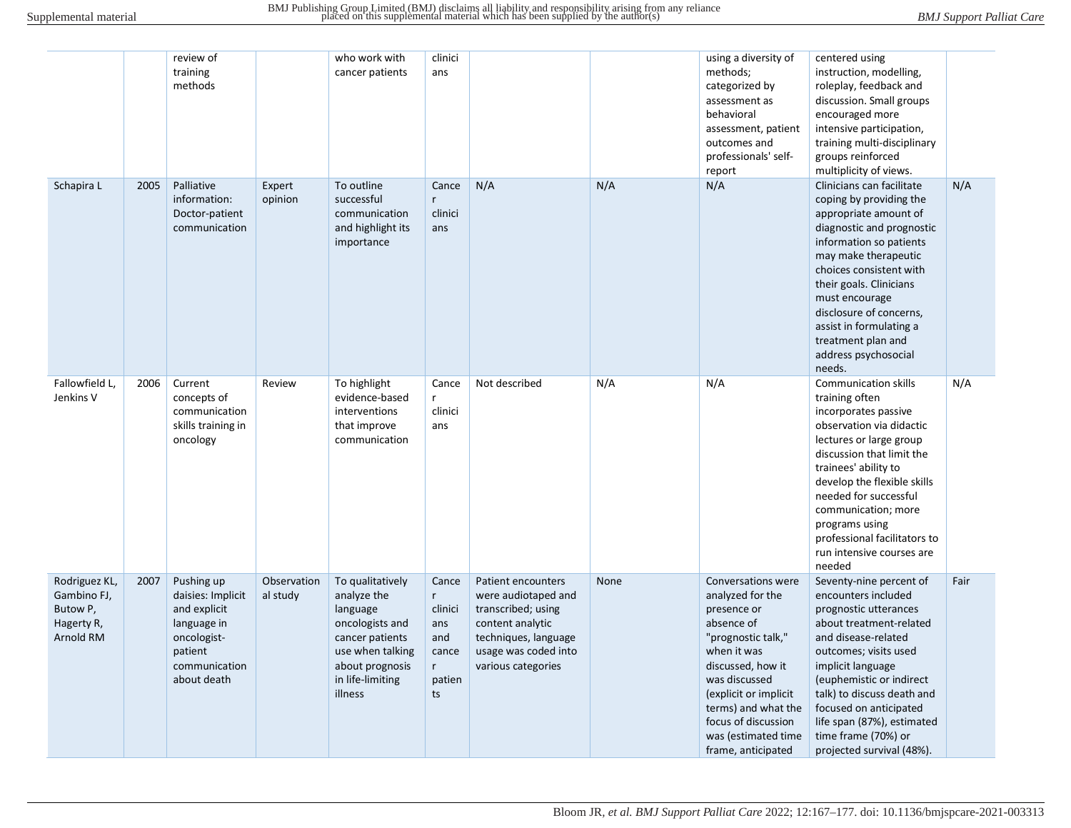| | | | | | | | | | | |
|---|---|---|---|---|---|---|---|---|---|---|
| | | review of training methods | | who work with cancer patients | clinicians | | | using a diversity of methods; categorized by assessment as behavioral assessment, patient outcomes and professionals' self-report | centered using instruction, modelling, roleplay, feedback and discussion. Small groups encouraged more intensive participation, training multi-disciplinary groups reinforced multiplicity of views. | |
| Schapira L | 2005 | Palliative information: Doctor-patient communication | Expert opinion | To outline successful communication and highlight its importance | Cancer clinicians | N/A | N/A | N/A | Clinicians can facilitate coping by providing the appropriate amount of diagnostic and prognostic information so patients may make therapeutic choices consistent with their goals. Clinicians must encourage disclosure of concerns, assist in formulating a treatment plan and address psychosocial needs. | N/A |
| Fallowfield L, Jenkins V | 2006 | Current concepts of communication skills training in oncology | Review | To highlight evidence-based interventions that improve communication | Cancer clinicians | Not described | N/A | N/A | Communication skills training often incorporates passive observation via didactic lectures or large group discussion that limit the trainees' ability to develop the flexible skills needed for successful communication; more programs using professional facilitators to run intensive courses are needed | N/A |
| Rodriguez KL, Gambino FJ, Butow P, Hagerty R, Arnold RM | 2007 | Pushing up daisies: Implicit and explicit language in oncologist-patient communication about death | Observational study | To qualitatively analyze the language oncologists and cancer patients use when talking about prognosis in life-limiting illness | Cancer clinicians and cancer patients | Patient encounters were audiotaped and transcribed; using content analytic techniques, language usage was coded into various categories | None | Conversations were analyzed for the presence or absence of "prognostic talk," when it was discussed, how it was discussed (explicit or implicit terms) and what the focus of discussion was (estimated time frame, anticipated | Seventy-nine percent of encounters included prognostic utterances about treatment-related and disease-related outcomes; visits used implicit language (euphemistic or indirect talk) to discuss death and focused on anticipated life span (87%), estimated time frame (70%) or projected survival (48%). | Fair |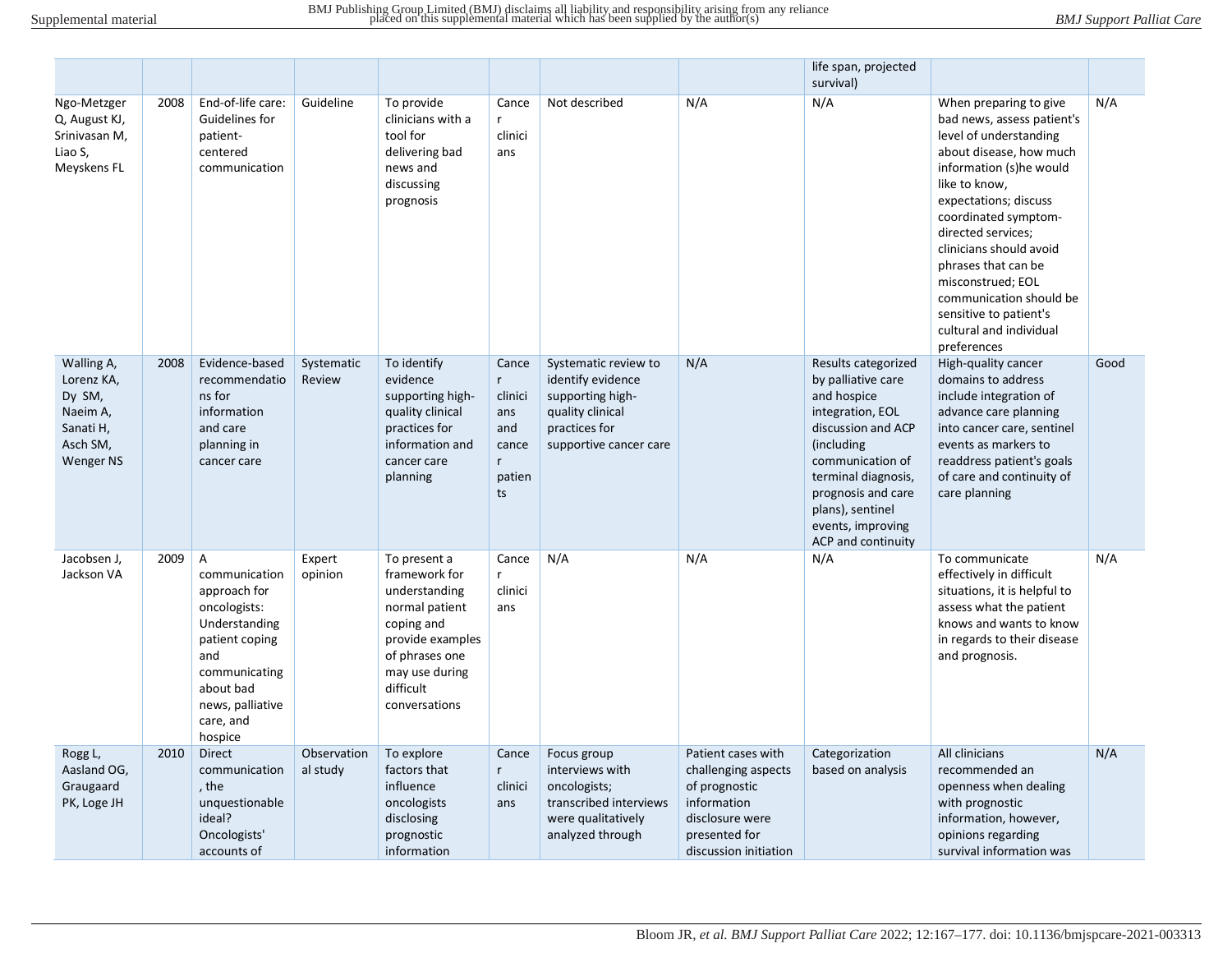| | | | | | | | | | | |
|---|---|---|---|---|---|---|---|---|---|---|
| | | | | | | | | life span, projected survival) | | |
| Ngo-Metzger Q, August KJ, Srinivasan M, Liao S, Meyskens FL | 2008 | End-of-life care: Guidelines for patient-centered communication | Guideline | To provide clinicians with a tool for delivering bad news and discussing prognosis | Cancer clinicians | Not described | N/A | N/A | When preparing to give bad news, assess patient's level of understanding about disease, how much information (s)he would like to know, expectations; discuss coordinated symptom-directed services; clinicians should avoid phrases that can be misconstrued; EOL communication should be sensitive to patient's cultural and individual preferences | N/A |
| Walling A, Lorenz KA, Dy SM, Naeim A, Sanati H, Asch SM, Wenger NS | 2008 | Evidence-based recommendations for information and care planning in cancer care | Systematic Review | To identify evidence supporting high-quality clinical practices for information and cancer care planning | Cancer clinicians and cancer patients | Systematic review to identify evidence supporting high-quality clinical practices for supportive cancer care | N/A | Results categorized by palliative care and hospice integration, EOL discussion and ACP (including communication of terminal diagnosis, prognosis and care plans), sentinel events, improving ACP and continuity | High-quality cancer domains to address include integration of advance care planning into cancer care, sentinel events as markers to readdress patient's goals of care and continuity of care planning | Good |
| Jacobsen J, Jackson VA | 2009 | A communication approach for oncologists: Understanding patient coping and communicating about bad news, palliative care, and hospice | Expert opinion | To present a framework for understanding normal patient coping and provide examples of phrases one may use during difficult conversations | Cancer clinicians | N/A | N/A | N/A | To communicate effectively in difficult situations, it is helpful to assess what the patient knows and wants to know in regards to their disease and prognosis. | N/A |
| Rogg L, Aasland OG, Graugaard PK, Loge JH | 2010 | Direct communication, the unquestionable ideal? Oncologists' accounts of | Observational study | To explore factors that influence oncologists disclosing prognostic information | Cancer clinicians | Focus group interviews with oncologists; transcribed interviews were qualitatively analyzed through | Patient cases with challenging aspects of prognostic information disclosure were presented for discussion initiation | Categorization based on analysis | All clinicians recommended an openness when dealing with prognostic information, however, opinions regarding survival information was | N/A |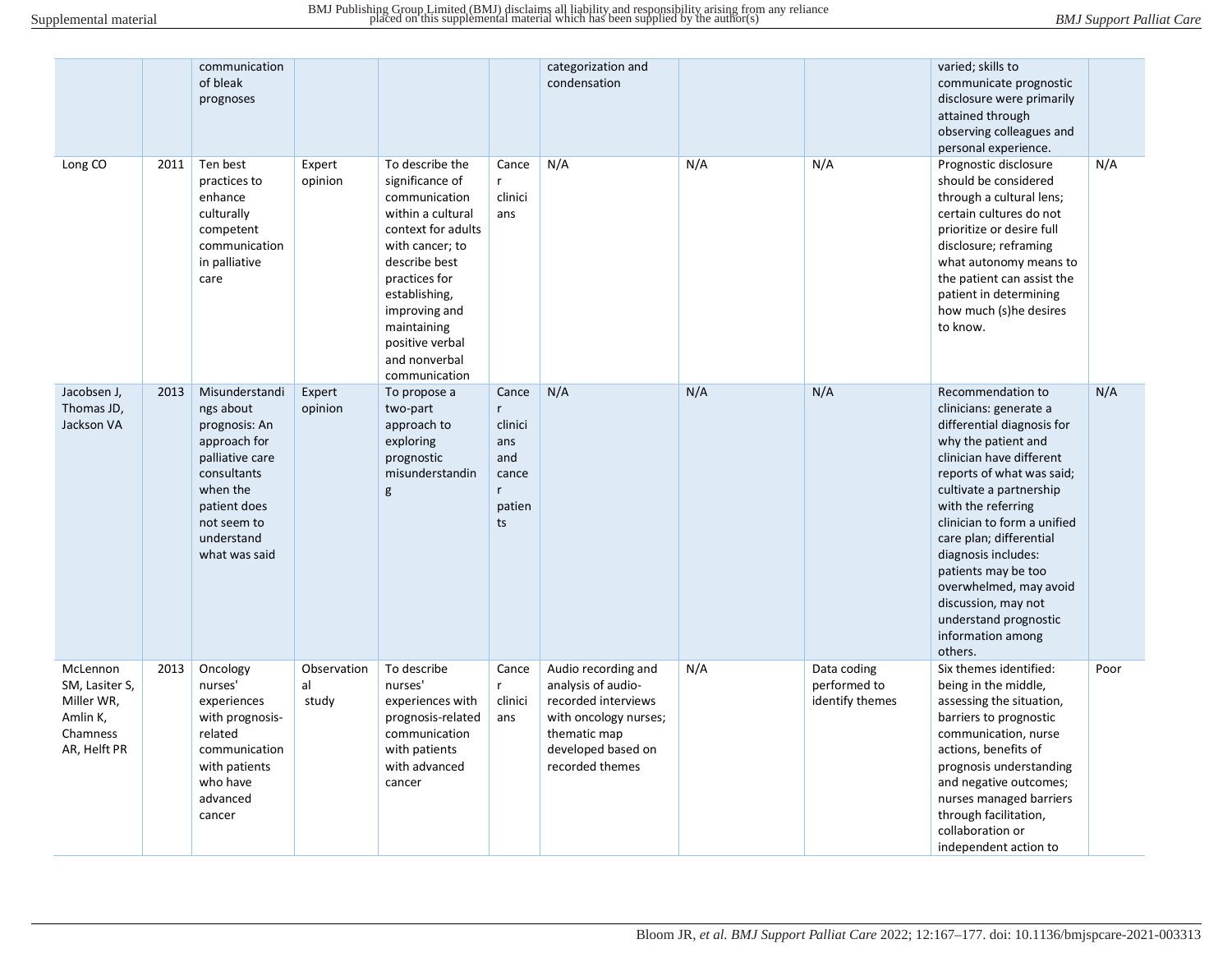| | | | | | | | | | |
|---|---|---|---|---|---|---|---|---|---|
| | | communication of bleak prognoses | | | | categorization and condensation | | | varied; skills to communicate prognostic disclosure were primarily attained through observing colleagues and personal experience. | |
| Long CO | 2011 | Ten best practices to enhance culturally competent communication in palliative care | Expert opinion | To describe the significance of communication within a cultural context for adults with cancer; to describe best practices for establishing, improving and maintaining positive verbal and nonverbal communication | Cancer clinicians | N/A | N/A | N/A | Prognostic disclosure should be considered through a cultural lens; certain cultures do not prioritize or desire full disclosure; reframing what autonomy means to the patient can assist the patient in determining how much (s)he desires to know. | N/A |
| Jacobsen J, Thomas JD, Jackson VA | 2013 | Misunderstandings about prognosis: An approach for palliative care consultants when the patient does not seem to understand what was said | Expert opinion | To propose a two-part approach to exploring prognostic misunderstanding | Cancer clinicians and cancer patients | N/A | N/A | N/A | Recommendation to clinicians: generate a differential diagnosis for why the patient and clinician have different reports of what was said; cultivate a partnership with the referring clinician to form a unified care plan; differential diagnosis includes: patients may be too overwhelmed, may avoid discussion, may not understand prognostic information among others. | N/A |
| McLennon SM, Lasiter S, Miller WR, Amlin K, Chamness AR, Helft PR | 2013 | Oncology nurses' experiences with prognosis-related communication with patients who have advanced cancer | Observational study | To describe nurses' experiences with prognosis-related communication with patients with advanced cancer | Cancer clinicians | Audio recording and analysis of audio-recorded interviews with oncology nurses; thematic map developed based on recorded themes | N/A | Data coding performed to identify themes | Six themes identified: being in the middle, assessing the situation, barriers to prognostic communication, nurse actions, benefits of prognosis understanding and negative outcomes; nurses managed barriers through facilitation, collaboration or independent action to | Poor |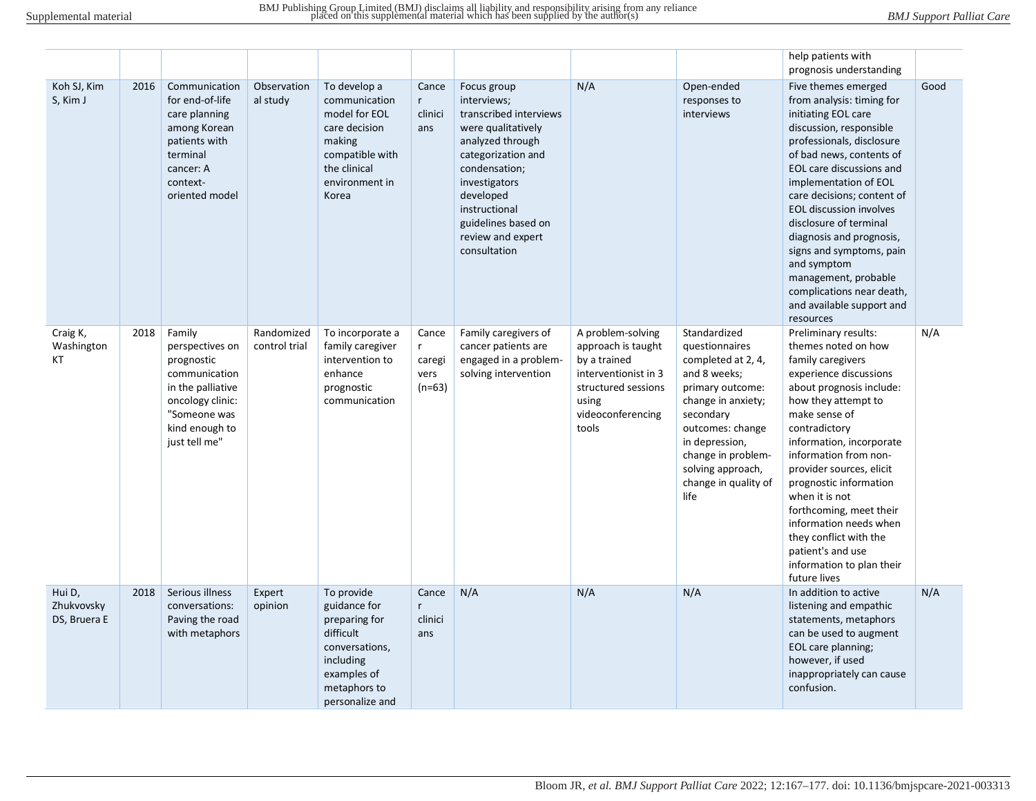| | | | | | | | | | | |
|---|---|---|---|---|---|---|---|---|---|---|
| | | | | | | | | | help patients with prognosis understanding | |
| Koh SJ, Kim S, Kim J | 2016 | Communication for end-of-life care planning among Korean patients with terminal cancer: A context-oriented model | Observational study | To develop a communication model for EOL care decision making compatible with the clinical environment in Korea | Cancer clinicians | Focus group interviews; transcribed interviews were qualitatively analyzed through categorization and condensation; investigators developed instructional guidelines based on review and expert consultation | N/A | Open-ended responses to interviews | Five themes emerged from analysis: timing for initiating EOL care discussion, responsible professionals, disclosure of bad news, contents of EOL care discussions and implementation of EOL care decisions; content of EOL discussion involves disclosure of terminal diagnosis and prognosis, signs and symptoms, pain and symptom management, probable complications near death, and available support and resources | Good |
| Craig K, Washington KT | 2018 | Family perspectives on prognostic communication in the palliative oncology clinic: "Someone was kind enough to just tell me" | Randomized control trial | To incorporate a family caregiver intervention to enhance prognostic communication | Cancer caregivers (n=63) | Family caregivers of cancer patients are engaged in a problem-solving intervention | A problem-solving approach is taught by a trained interventionist in 3 structured sessions using videoconferencing tools | Standardized questionnaires completed at 2, 4, and 8 weeks; primary outcome: change in anxiety; secondary outcomes: change in depression, change in problem-solving approach, change in quality of life | Preliminary results: themes noted on how family caregivers experience discussions about prognosis include: how they attempt to make sense of contradictory information, incorporate information from non-provider sources, elicit prognostic information when it is not forthcoming, meet their information needs when they conflict with the patient's and use information to plan their future lives | N/A |
| Hui D, Zhukovsky DS, Bruera E | 2018 | Serious illness conversations: Paving the road with metaphors | Expert opinion | To provide guidance for preparing for difficult conversations, including examples of metaphors to personalize and | Cancer clinicians | N/A | N/A | N/A | In addition to active listening and empathic statements, metaphors can be used to augment EOL care planning; however, if used inappropriately can cause confusion. | N/A |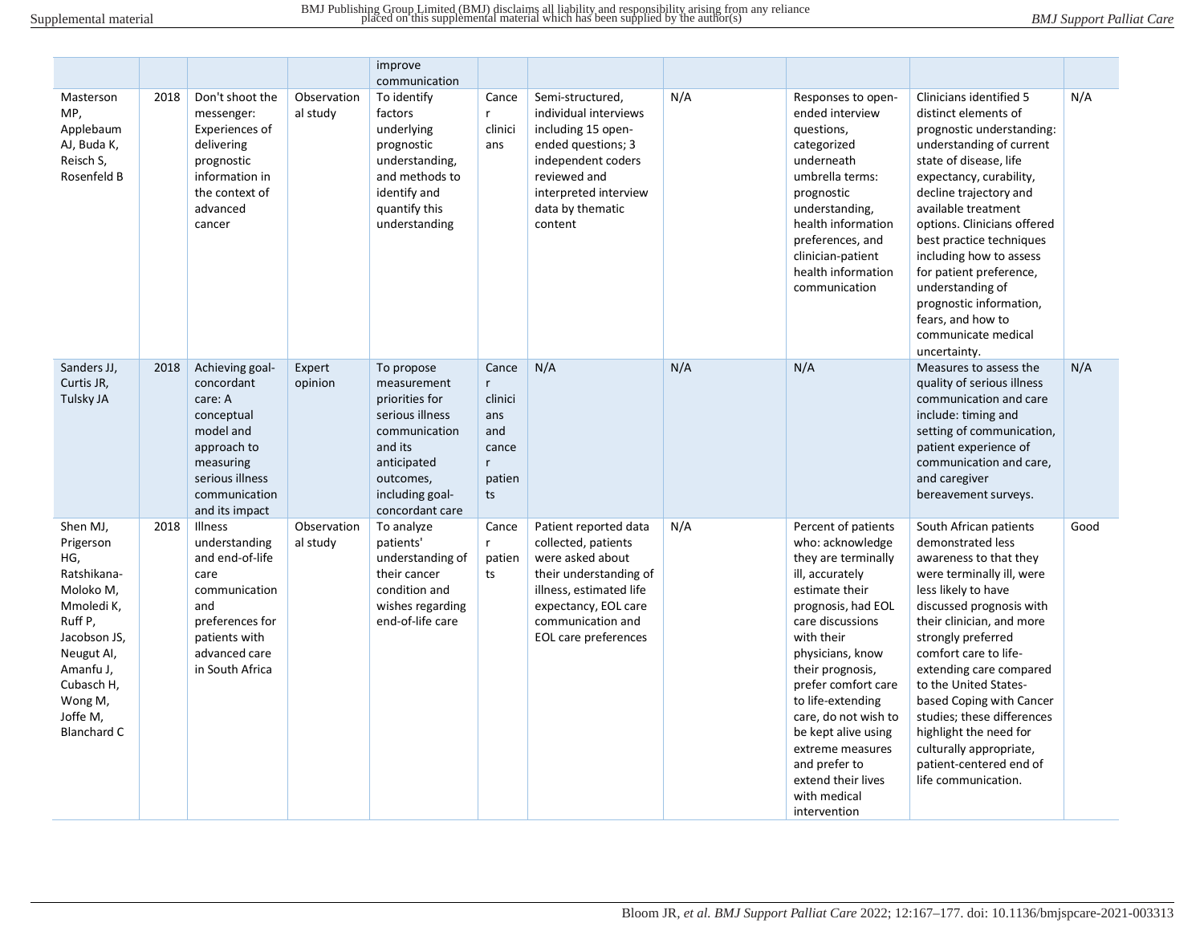| | | | | improve communication | | | | | | |
|---|---|---|---|---|---|---|---|---|---|---|
| Masterson MP, Applebaum AJ, Buda K, Reisch S, Rosenfeld B | 2018 | Don't shoot the messenger: Experiences of delivering prognostic information in the context of advanced cancer | Observational study | To identify factors underlying prognostic understanding, and methods to identify and quantify this understanding | Cancer clinicians | Semi-structured, individual interviews including 15 open-ended questions; 3 independent coders reviewed and interpreted interview data by thematic content | N/A | Responses to open-ended interview questions, categorized underneath umbrella terms: prognostic understanding, health information preferences, and clinician-patient health information communication | Clinicians identified 5 distinct elements of prognostic understanding: understanding of current state of disease, life expectancy, curability, decline trajectory and available treatment options. Clinicians offered best practice techniques including how to assess for patient preference, understanding of prognostic information, fears, and how to communicate medical uncertainty. | N/A |
| Sanders JJ, Curtis JR, Tulsky JA | 2018 | Achieving goal-concordant care: A conceptual model and approach to measuring serious illness communication and its impact | Expert opinion | To propose measurement priorities for serious illness communication and its anticipated outcomes, including goal-concordant care | Cancer clinicians and cancer patients | N/A | N/A | N/A | Measures to assess the quality of serious illness communication and care include: timing and setting of communication, patient experience of communication and care, and caregiver bereavement surveys. | N/A |
| Shen MJ, Prigerson HG, Ratshikana-Moloko M, Mmoledi K, Ruff P, Jacobson JS, Neugut AI, Amanfu J, Cubasch H, Wong M, Joffe M, Blanchard C | 2018 | Illness understanding and end-of-life care communication and preferences for patients with advanced care in South Africa | Observational study | To analyze patients' understanding of their cancer condition and wishes regarding end-of-life care | Cancer patients | Patient reported data collected, patients were asked about their understanding of illness, estimated life expectancy, EOL care communication and EOL care preferences | N/A | Percent of patients who: acknowledge they are terminally ill, accurately estimate their prognosis, had EOL care discussions with their physicians, know their prognosis, prefer comfort care to life-extending care, do not wish to be kept alive using extreme measures and prefer to extend their lives with medical intervention | South African patients demonstrated less awareness to that they were terminally ill, were less likely to have discussed prognosis with their clinician, and more strongly preferred comfort care to life-extending care compared to the United States-based Coping with Cancer studies; these differences highlight the need for culturally appropriate, patient-centered end of life communication. | Good |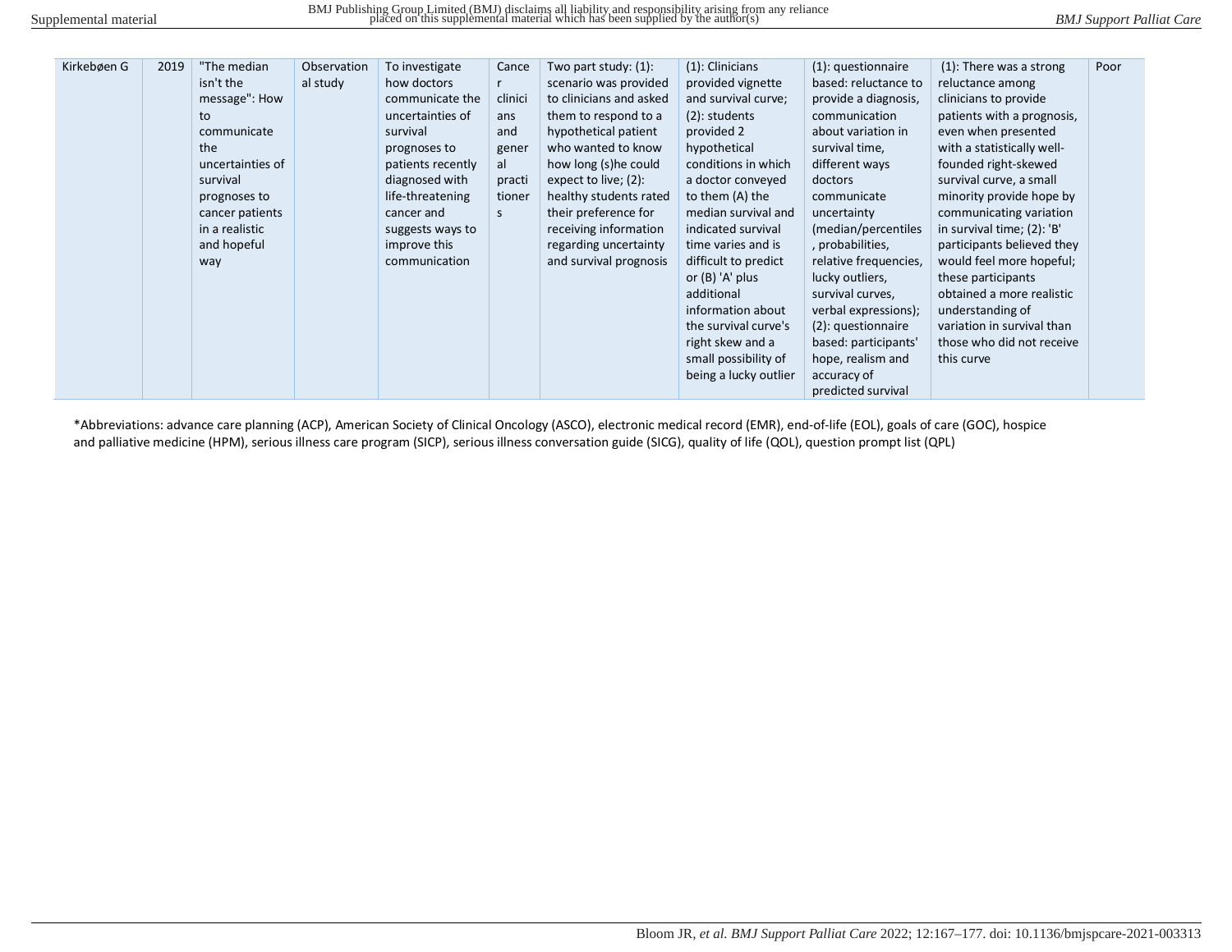| | | | | | | | | | | |
|---|---|---|---|---|---|---|---|---|---|---|
| Kirkebøen G | 2019 | "The median isn't the message": How to communicate the uncertainties of survival prognoses to cancer patients in a realistic and hopeful way | Observational study | To investigate how doctors communicate the uncertainties of survival prognoses to patients recently diagnosed with life-threatening cancer and suggests ways to improve this communication | Cancer clinicians and general practitioners | Two part study: (1): scenario was provided to clinicians and asked them to respond to a hypothetical patient who wanted to know how long (s)he could expect to live; (2): healthy students rated their preference for receiving information regarding uncertainty and survival prognosis | (1): Clinicians provided vignette and survival curve; (2): students provided 2 hypothetical conditions in which a doctor conveyed to them (A) the median survival and indicated survival time varies and is difficult to predict or (B) 'A' plus additional information about the survival curve's right skew and a small possibility of being a lucky outlier | (1): questionnaire based: reluctance to provide a diagnosis, communication about variation in survival time, different ways doctors communicate uncertainty (median/percentiles, probabilities, relative frequencies, lucky outliers, survival curves, verbal expressions); (2): questionnaire based: participants' hope, realism and accuracy of predicted survival | (1): There was a strong reluctance among clinicians to provide patients with a prognosis, even when presented with a statistically well-founded right-skewed survival curve, a small minority provide hope by communicating variation in survival time; (2): 'B' participants believed they would feel more hopeful; these participants obtained a more realistic understanding of variation in survival than those who did not receive this curve | Poor |

*Abbreviations: advance care planning (ACP), American Society of Clinical Oncology (ASCO), electronic medical record (EMR), end-of-life (EOL), goals of care (GOC), hospice and palliative medicine (HPM), serious illness care program (SICP), serious illness conversation guide (SICG), quality of life (QOL), question prompt list (QPL)